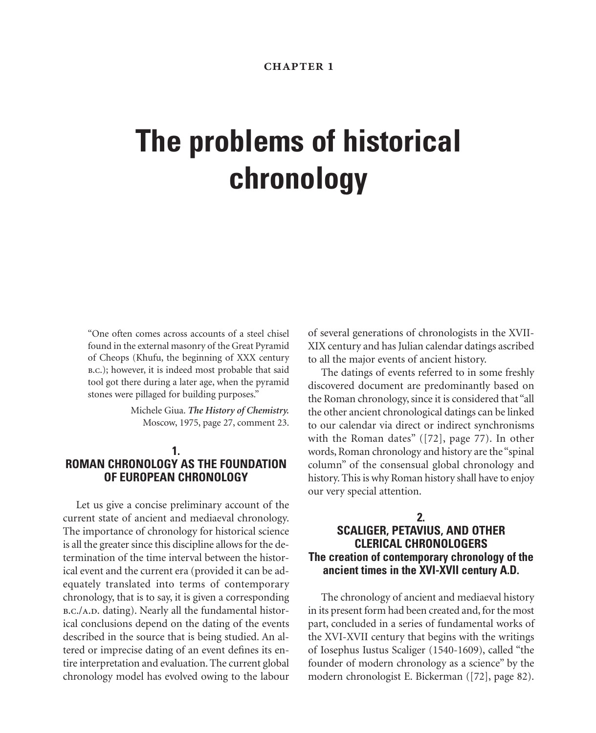**CHAPTER 1**

# The problems of historical chronology

> "One often comes across accounts of a steel chisel found in the external masonry of the Great Pyramid of Cheops (Khufu, the beginning of XXX century B.C.); however, it is indeed most probable that said tool got there during a later age, when the pyramid stones were pillaged for building purposes."
>
> Michele Giua. ***The History of Chemistry.*** Moscow, 1975, page 27, comment 23.

## 1. ROMAN CHRONOLOGY AS THE FOUNDATION OF EUROPEAN CHRONOLOGY

Let us give a concise preliminary account of the current state of ancient and mediaeval chronology. The importance of chronology for historical science is all the greater since this discipline allows for the determination of the time interval between the historical event and the current era (provided it can be adequately translated into terms of contemporary chronology, that is to say, it is given a corresponding B.C./A.D. dating). Nearly all the fundamental historical conclusions depend on the dating of the events described in the source that is being studied. An altered or imprecise dating of an event defines its entire interpretation and evaluation. The current global chronology model has evolved owing to the labour of several generations of chronologists in the XVII-XIX century and has Julian calendar datings ascribed to all the major events of ancient history.

The datings of events referred to in some freshly discovered document are predominantly based on the Roman chronology, since it is considered that "all the other ancient chronological datings can be linked to our calendar via direct or indirect synchronisms with the Roman dates" ([72], page 77). In other words, Roman chronology and history are the "spinal column" of the consensual global chronology and history. This is why Roman history shall have to enjoy our very special attention.

## 2. SCALIGER, PETAVIUS, AND OTHER CLERICAL CHRONOLOGERS
### The creation of contemporary chronology of the ancient times in the XVI-XVII century A.D.

The chronology of ancient and mediaeval history in its present form had been created and, for the most part, concluded in a series of fundamental works of the XVI-XVII century that begins with the writings of Iosephus Iustus Scaliger (1540-1609), called "the founder of modern chronology as a science" by the modern chronologist E. Bickerman ([72], page 82).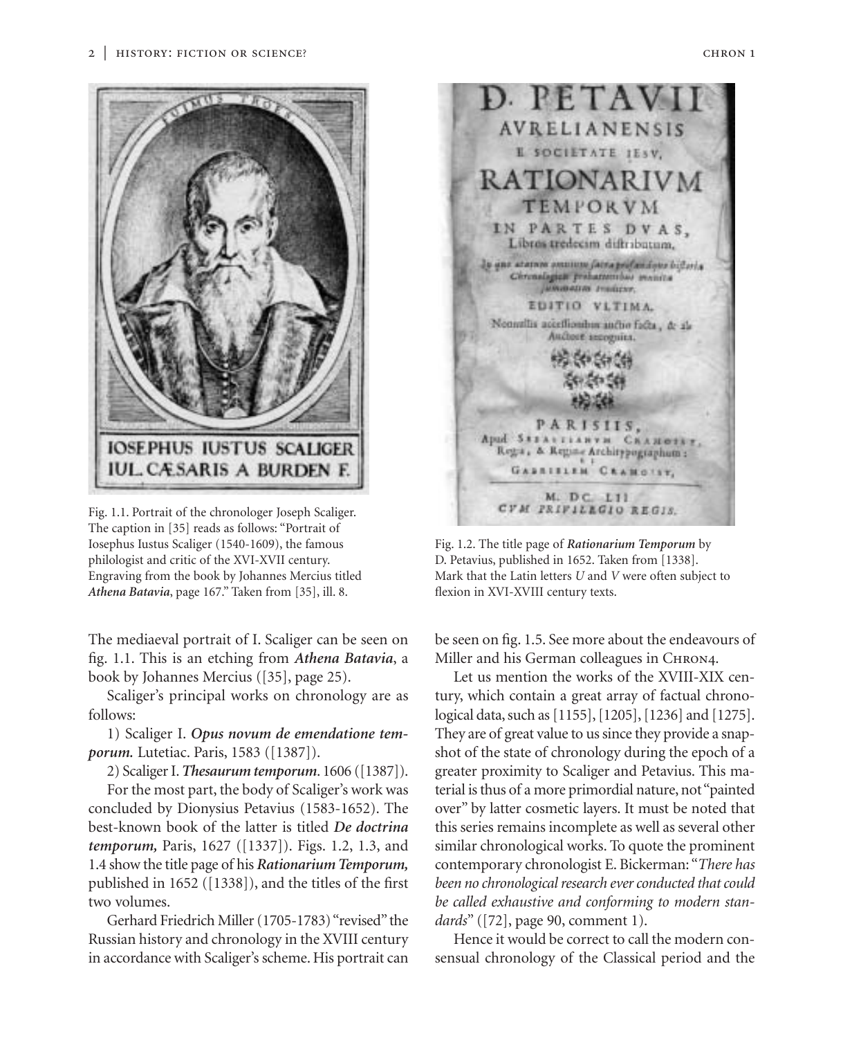Fig. 1.1. Portrait of the chronologer Joseph Scaliger. The caption in [35] reads as follows: "Portrait of Iosephus Iustus Scaliger (1540-1609), the famous philologist and critic of the XVI-XVII century. Engraving from the book by Johannes Mercius titled *Athena Batavia*, page 167." Taken from [35], ill. 8.

Fig. 1.2. The title page of ***Rationarium Temporum*** by D. Petavius, published in 1652. Taken from [1338]. Mark that the Latin letters *U* and *V* were often subject to flexion in XVI-XVIII century texts.

The mediaeval portrait of I. Scaliger can be seen on fig. 1.1. This is an etching from ***Athena Batavia***, a book by Johannes Mercius ([35], page 25).

Scaliger's principal works on chronology are as follows:

1) Scaliger I. ***Opus novum de emendatione temporum.*** Lutetiac. Paris, 1583 ([1387]).

2) Scaliger I. ***Thesaurum temporum***. 1606 ([1387]).

For the most part, the body of Scaliger's work was concluded by Dionysius Petavius (1583-1652). The best-known book of the latter is titled ***De doctrina temporum,*** Paris, 1627 ([1337]). Figs. 1.2, 1.3, and 1.4 show the title page of his ***Rationarium Temporum,*** published in 1652 ([1338]), and the titles of the first two volumes.

Gerhard Friedrich Miller (1705-1783) "revised" the Russian history and chronology in the XVIII century in accordance with Scaliger's scheme. His portrait can be seen on fig. 1.5. See more about the endeavours of Miller and his German colleagues in CHRON4.

Let us mention the works of the XVIII-XIX century, which contain a great array of factual chronological data, such as [1155], [1205], [1236] and [1275]. They are of great value to us since they provide a snapshot of the state of chronology during the epoch of a greater proximity to Scaliger and Petavius. This material is thus of a more primordial nature, not "painted over" by latter cosmetic layers. It must be noted that this series remains incomplete as well as several other similar chronological works. To quote the prominent contemporary chronologist E. Bickerman: "*There has been no chronological research ever conducted that could be called exhaustive and conforming to modern standards*" ([72], page 90, comment 1).

Hence it would be correct to call the modern consensual chronology of the Classical period and the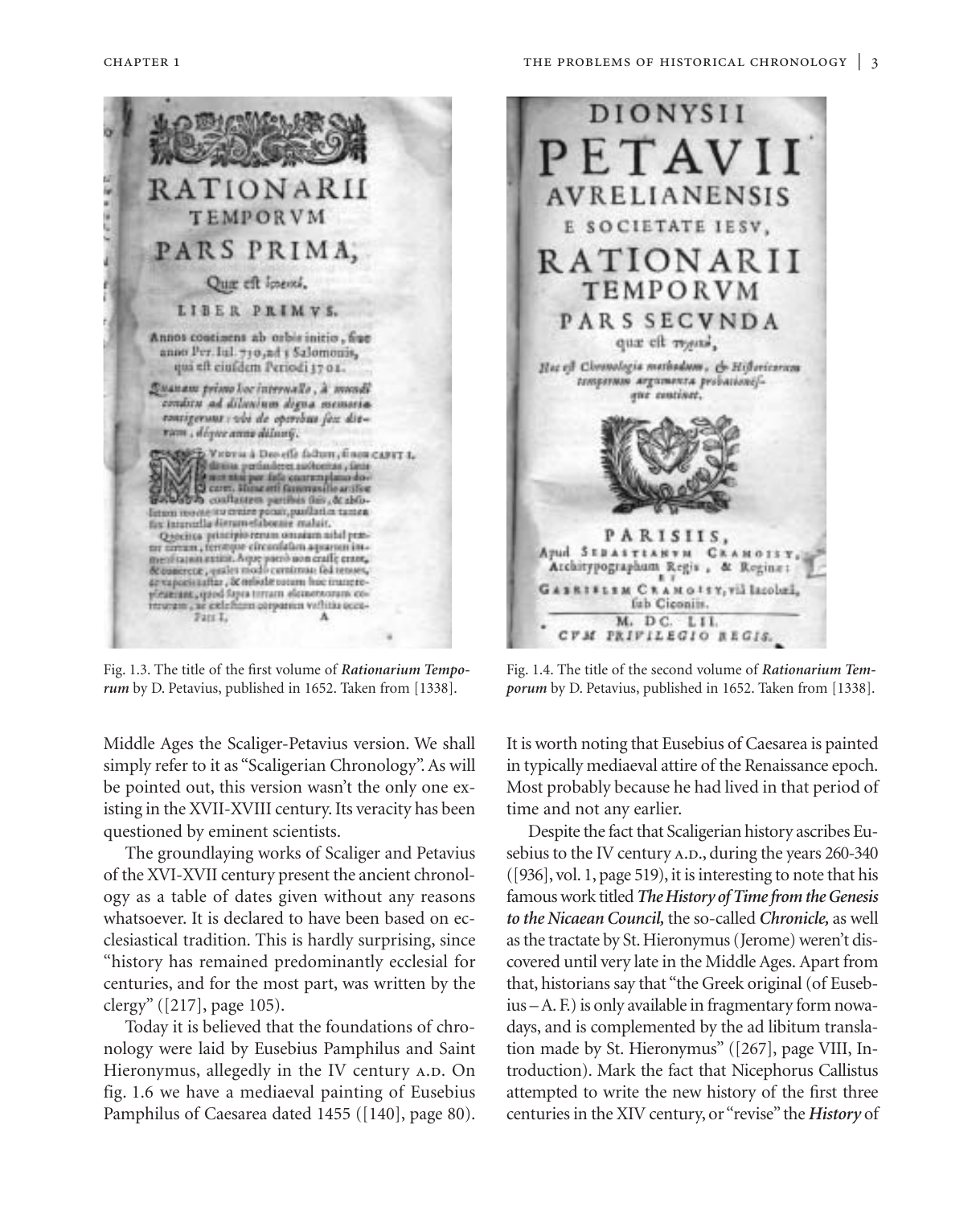Fig. 1.3. The title of the first volume of ***Rationarium Temporum*** by D. Petavius, published in 1652. Taken from [1338].

Fig. 1.4. The title of the second volume of ***Rationarium Temporum*** by D. Petavius, published in 1652. Taken from [1338].

Middle Ages the Scaliger-Petavius version. We shall simply refer to it as "Scaligerian Chronology". As will be pointed out, this version wasn't the only one existing in the XVII-XVIII century. Its veracity has been questioned by eminent scientists.

The groundlaying works of Scaliger and Petavius of the XVI-XVII century present the ancient chronology as a table of dates given without any reasons whatsoever. It is declared to have been based on ecclesiastical tradition. This is hardly surprising, since "history has remained predominantly ecclesial for centuries, and for the most part, was written by the clergy" ([217], page 105).

Today it is believed that the foundations of chronology were laid by Eusebius Pamphilus and Saint Hieronymus, allegedly in the IV century A.D. On fig. 1.6 we have a mediaeval painting of Eusebius Pamphilus of Caesarea dated 1455 ([140], page 80). It is worth noting that Eusebius of Caesarea is painted in typically mediaeval attire of the Renaissance epoch. Most probably because he had lived in that period of time and not any earlier.

Despite the fact that Scaligerian history ascribes Eusebius to the IV century A.D., during the years 260-340 ([936], vol. 1, page 519), it is interesting to note that his famous work titled ***The History of Time from the Genesis to the Nicaean Council,*** the so-called ***Chronicle,*** as well as the tractate by St. Hieronymus (Jerome) weren't discovered until very late in the Middle Ages. Apart from that, historians say that "the Greek original (of Eusebius – A. F.) is only available in fragmentary form nowadays, and is complemented by the ad libitum translation made by St. Hieronymus" ([267], page VIII, Introduction). Mark the fact that Nicephorus Callistus attempted to write the new history of the first three centuries in the XIV century, or "revise" the ***History*** of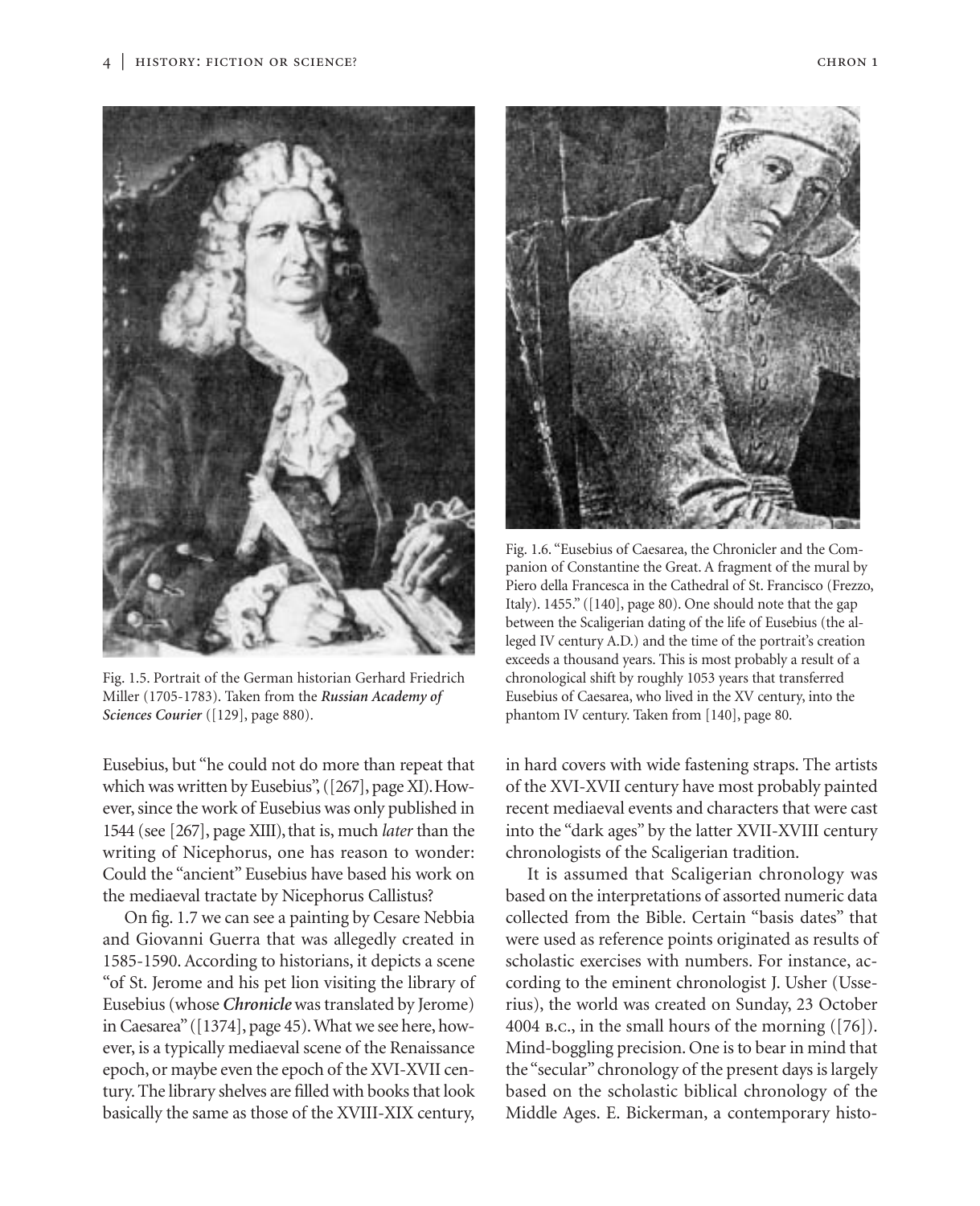Fig. 1.5. Portrait of the German historian Gerhard Friedrich Miller (1705-1783). Taken from the ***Russian Academy of Sciences Courier*** ([129], page 880).

Fig. 1.6. "Eusebius of Caesarea, the Chronicler and the Companion of Constantine the Great. A fragment of the mural by Piero della Francesca in the Cathedral of St. Francisco (Frezzo, Italy). 1455." ([140], page 80). One should note that the gap between the Scaligerian dating of the life of Eusebius (the alleged IV century A.D.) and the time of the portrait's creation exceeds a thousand years. This is most probably a result of a chronological shift by roughly 1053 years that transferred Eusebius of Caesarea, who lived in the XV century, into the phantom IV century. Taken from [140], page 80.

Eusebius, but "he could not do more than repeat that which was written by Eusebius", ([267], page XI). However, since the work of Eusebius was only published in 1544 (see [267], page XIII), that is, much *later* than the writing of Nicephorus, one has reason to wonder: Could the "ancient" Eusebius have based his work on the mediaeval tractate by Nicephorus Callistus?

On fig. 1.7 we can see a painting by Cesare Nebbia and Giovanni Guerra that was allegedly created in 1585-1590. According to historians, it depicts a scene "of St. Jerome and his pet lion visiting the library of Eusebius (whose ***Chronicle*** was translated by Jerome) in Caesarea" ([1374], page 45). What we see here, however, is a typically mediaeval scene of the Renaissance epoch, or maybe even the epoch of the XVI-XVII century. The library shelves are filled with books that look basically the same as those of the XVIII-XIX century, in hard covers with wide fastening straps. The artists of the XVI-XVII century have most probably painted recent mediaeval events and characters that were cast into the "dark ages" by the latter XVII-XVIII century chronologists of the Scaligerian tradition.

It is assumed that Scaligerian chronology was based on the interpretations of assorted numeric data collected from the Bible. Certain "basis dates" that were used as reference points originated as results of scholastic exercises with numbers. For instance, according to the eminent chronologist J. Usher (Usserius), the world was created on Sunday, 23 October 4004 B.C., in the small hours of the morning ([76]). Mind-boggling precision. One is to bear in mind that the "secular" chronology of the present days is largely based on the scholastic biblical chronology of the Middle Ages. E. Bickerman, a contemporary histo-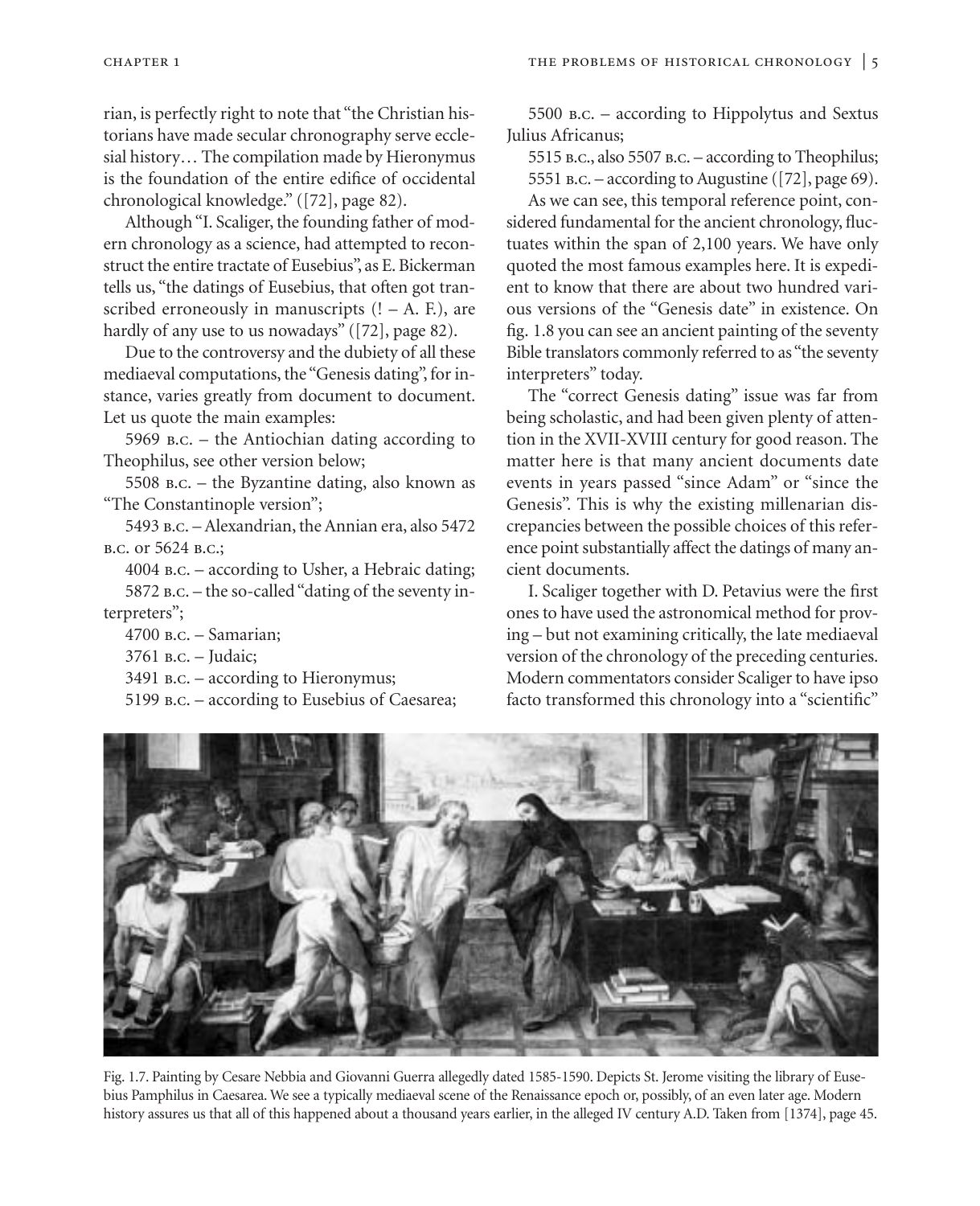rian, is perfectly right to note that "the Christian historians have made secular chronography serve ecclesial history… The compilation made by Hieronymus is the foundation of the entire edifice of occidental chronological knowledge." ([72], page 82).

Although "I. Scaliger, the founding father of modern chronology as a science, had attempted to reconstruct the entire tractate of Eusebius", as E. Bickerman tells us, "the datings of Eusebius, that often got transcribed erroneously in manuscripts (! – A. F.), are hardly of any use to us nowadays" ([72], page 82).

Due to the controversy and the dubiety of all these mediaeval computations, the "Genesis dating", for instance, varies greatly from document to document. Let us quote the main examples:

5969 B.C. – the Antiochian dating according to Theophilus, see other version below;

5508 B.C. – the Byzantine dating, also known as "The Constantinople version";

5493 B.C. – Alexandrian, the Annian era, also 5472 B.C. or 5624 B.C.;

4004 B.C. – according to Usher, a Hebraic dating;

5872 B.C. – the so-called "dating of the seventy interpreters";

4700 B.C. – Samarian;

3761 B.C. – Judaic;

3491 B.C. – according to Hieronymus;

5199 B.C. – according to Eusebius of Caesarea;

5500 B.C. – according to Hippolytus and Sextus Julius Africanus;

5515 B.C., also 5507 B.C. – according to Theophilus;

5551 B.C. – according to Augustine ([72], page 69).

As we can see, this temporal reference point, considered fundamental for the ancient chronology, fluctuates within the span of 2,100 years. We have only quoted the most famous examples here. It is expedient to know that there are about two hundred various versions of the "Genesis date" in existence. On fig. 1.8 you can see an ancient painting of the seventy Bible translators commonly referred to as "the seventy interpreters" today.

The "correct Genesis dating" issue was far from being scholastic, and had been given plenty of attention in the XVII-XVIII century for good reason. The matter here is that many ancient documents date events in years passed "since Adam" or "since the Genesis". This is why the existing millenarian discrepancies between the possible choices of this reference point substantially affect the datings of many ancient documents.

I. Scaliger together with D. Petavius were the first ones to have used the astronomical method for proving – but not examining critically, the late mediaeval version of the chronology of the preceding centuries. Modern commentators consider Scaliger to have ipso facto transformed this chronology into a "scientific"

Fig. 1.7. Painting by Cesare Nebbia and Giovanni Guerra allegedly dated 1585-1590. Depicts St. Jerome visiting the library of Eusebius Pamphilus in Caesarea. We see a typically mediaeval scene of the Renaissance epoch or, possibly, of an even later age. Modern history assures us that all of this happened about a thousand years earlier, in the alleged IV century A.D. Taken from [1374], page 45.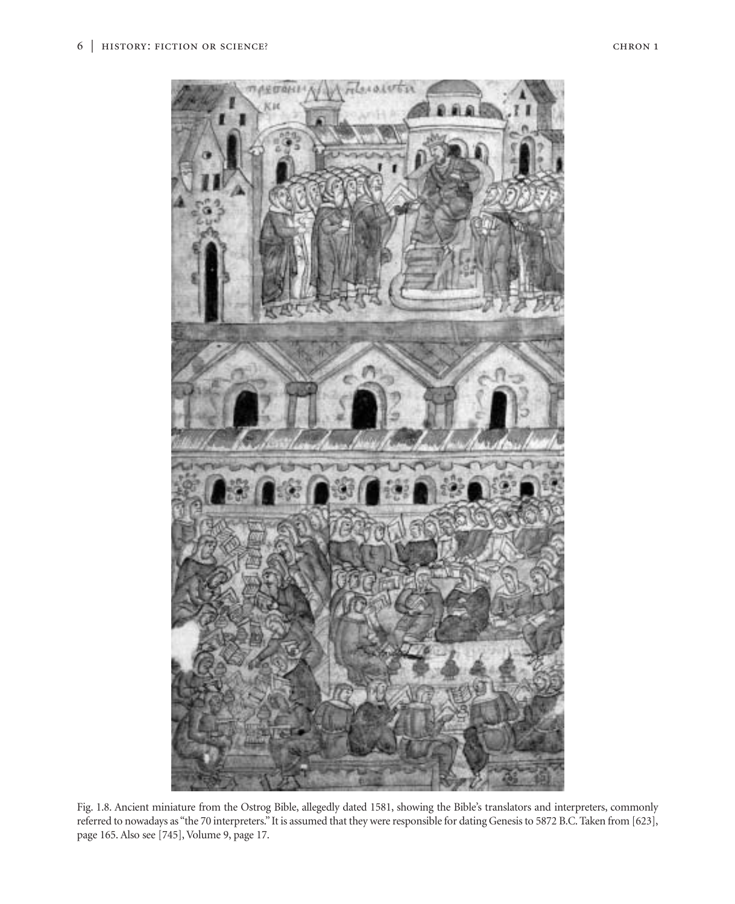Fig. 1.8. Ancient miniature from the Ostrog Bible, allegedly dated 1581, showing the Bible's translators and interpreters, commonly referred to nowadays as "the 70 interpreters." It is assumed that they were responsible for dating Genesis to 5872 B.C. Taken from [623], page 165. Also see [745], Volume 9, page 17.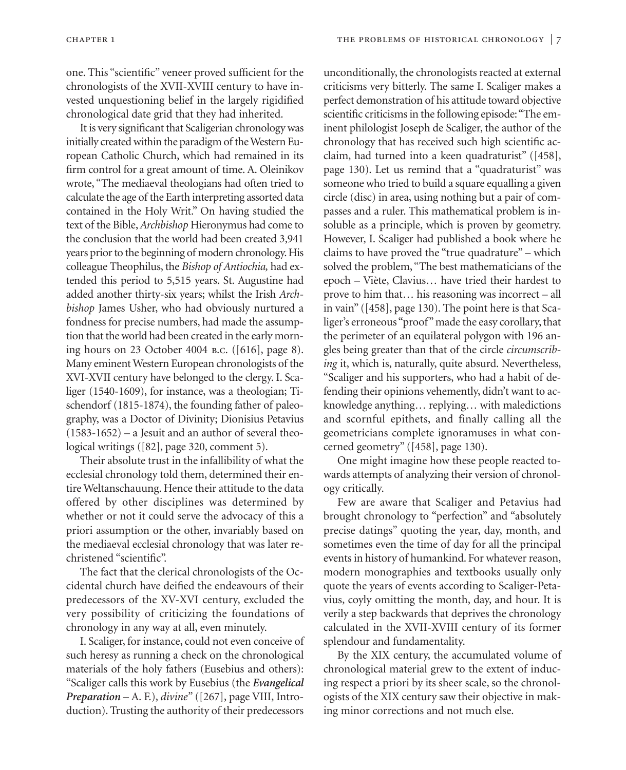one. This "scientific" veneer proved sufficient for the chronologists of the XVII-XVIII century to have invested unquestioning belief in the largely rigidified chronological date grid that they had inherited.

It is very significant that Scaligerian chronology was initially created within the paradigm of the Western European Catholic Church, which had remained in its firm control for a great amount of time. A. Oleinikov wrote, "The mediaeval theologians had often tried to calculate the age of the Earth interpreting assorted data contained in the Holy Writ." On having studied the text of the Bible, *Archbishop* Hieronymus had come to the conclusion that the world had been created 3,941 years prior to the beginning of modern chronology. His colleague Theophilus, the *Bishop of Antiochia,* had extended this period to 5,515 years. St. Augustine had added another thirty-six years; whilst the Irish *Archbishop* James Usher, who had obviously nurtured a fondness for precise numbers, had made the assumption that the world had been created in the early morning hours on 23 October 4004 B.C. ([616], page 8). Many eminent Western European chronologists of the XVI-XVII century have belonged to the clergy. I. Scaliger (1540-1609), for instance, was a theologian; Tischendorf (1815-1874), the founding father of paleography, was a Doctor of Divinity; Dionisius Petavius (1583-1652) – a Jesuit and an author of several theological writings ([82], page 320, comment 5).

Their absolute trust in the infallibility of what the ecclesial chronology told them, determined their entire Weltanschauung. Hence their attitude to the data offered by other disciplines was determined by whether or not it could serve the advocacy of this a priori assumption or the other, invariably based on the mediaeval ecclesial chronology that was later rechristened "scientific".

The fact that the clerical chronologists of the Occidental church have deified the endeavours of their predecessors of the XV-XVI century, excluded the very possibility of criticizing the foundations of chronology in any way at all, even minutely.

I. Scaliger, for instance, could not even conceive of such heresy as running a check on the chronological materials of the holy fathers (Eusebius and others): "Scaliger calls this work by Eusebius (the ***Evangelical Preparation*** – A. F.), *divine*" ([267], page VIII, Introduction). Trusting the authority of their predecessors unconditionally, the chronologists reacted at external criticisms very bitterly. The same I. Scaliger makes a perfect demonstration of his attitude toward objective scientific criticisms in the following episode: "The eminent philologist Joseph de Scaliger, the author of the chronology that has received such high scientific acclaim, had turned into a keen quadraturist" ([458], page 130). Let us remind that a "quadraturist" was someone who tried to build a square equalling a given circle (disc) in area, using nothing but a pair of compasses and a ruler. This mathematical problem is insoluble as a principle, which is proven by geometry. However, I. Scaliger had published a book where he claims to have proved the "true quadrature" – which solved the problem, "The best mathematicians of the epoch – Viète, Clavius… have tried their hardest to prove to him that… his reasoning was incorrect – all in vain" ([458], page 130). The point here is that Scaliger's erroneous "proof" made the easy corollary, that the perimeter of an equilateral polygon with 196 angles being greater than that of the circle *circumscribing* it, which is, naturally, quite absurd. Nevertheless, "Scaliger and his supporters, who had a habit of defending their opinions vehemently, didn't want to acknowledge anything… replying… with maledictions and scornful epithets, and finally calling all the geometricians complete ignoramuses in what concerned geometry" ([458], page 130).

One might imagine how these people reacted towards attempts of analyzing their version of chronology critically.

Few are aware that Scaliger and Petavius had brought chronology to "perfection" and "absolutely precise datings" quoting the year, day, month, and sometimes even the time of day for all the principal events in history of humankind. For whatever reason, modern monographies and textbooks usually only quote the years of events according to Scaliger-Petavius, coyly omitting the month, day, and hour. It is verily a step backwards that deprives the chronology calculated in the XVII-XVIII century of its former splendour and fundamentality.

By the XIX century, the accumulated volume of chronological material grew to the extent of inducing respect a priori by its sheer scale, so the chronologists of the XIX century saw their objective in making minor corrections and not much else.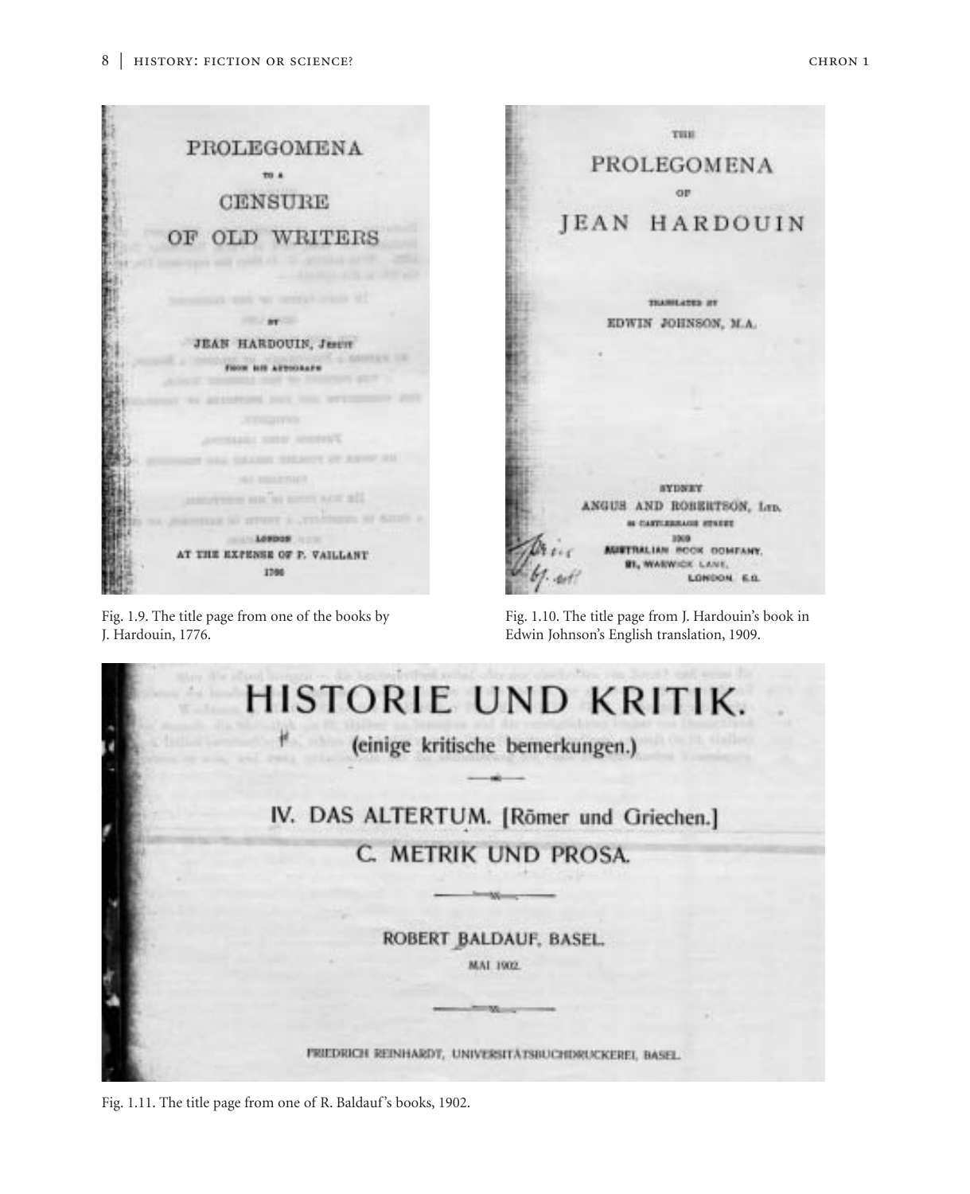PROLEGOMENA

TO A

CENSURE

OF OLD WRITERS

BY

JEAN HARDOUIN, JESUIT

FROM HIS AUTOGRAPH

LONDON

AT THE EXPENSE OF P. VAILLANT

1766

Fig. 1.9. The title page from one of the books by J. Hardouin, 1776.

THE

PROLEGOMENA

OF

JEAN HARDOUIN

TRANSLATED BY

EDWIN JOHNSON, M.A.

SYDNEY

ANGUS AND ROBERTSON, LTD.

89 CASTLEREAGH STREET

1909

AUSTRALIAN BOOK COMPANY,

61, WARWICK LANE,

LONDON, E.C.

Fig. 1.10. The title page from J. Hardouin's book in Edwin Johnson's English translation, 1909.

HISTORIE UND KRITIK.

(einige kritische bemerkungen.)

IV. DAS ALTERTUM. [Römer und Griechen.]

C. METRIK UND PROSA.

ROBERT BALDAUF, BASEL.

MAI 1902.

FRIEDRICH REINHARDT, UNIVERSITÄTSBUCHDRUCKEREI, BASEL.

Fig. 1.11. The title page from one of R. Baldauf's books, 1902.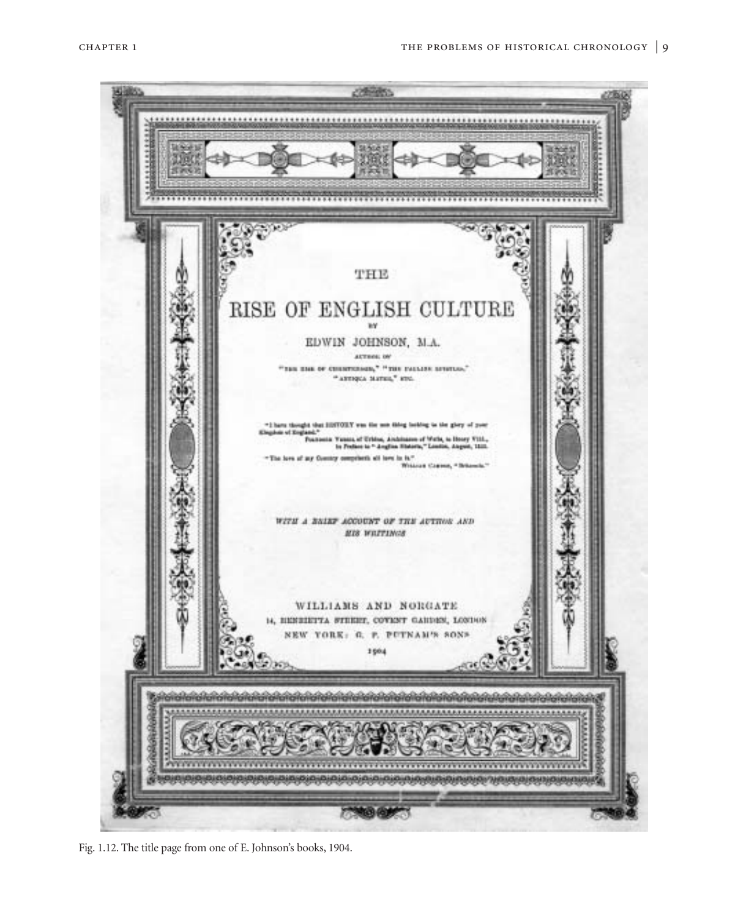THE

RISE OF ENGLISH CULTURE

BY

EDWIN JOHNSON, M.A.

AUTHOR OF

"THE RISE OF CHRISTENDOM," "THE PAULINE EPISTLES,"
"ANTIQUA MATER," ETC.

"I have thought that HISTORY was the one thing lacking to the glory of your Kingdom of England."
Polydore Vergil of Urbino, Archdeacon of Wells, to Henry VIII., in Preface to "Anglica Historia," London, August, 1533.

"The love of my Country comprieth all love in it."
William Camden, "Britannia."

*WITH A BRIEF ACCOUNT OF THE AUTHOR AND HIS WRITINGS*

WILLIAMS AND NORGATE
14, HENRIETTA STREET, COVENT GARDEN, LONDON
NEW YORK: G. P. PUTNAM'S SONS
1904

Fig. 1.12. The title page from one of E. Johnson's books, 1904.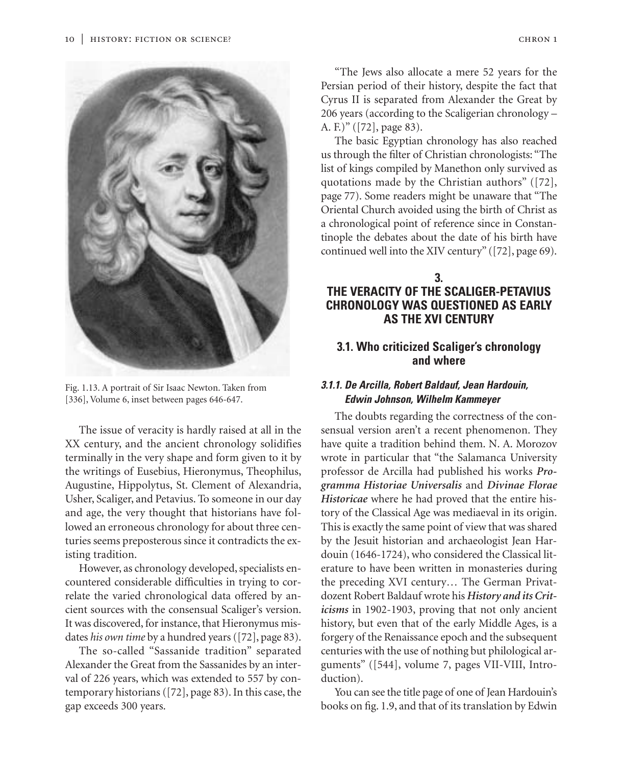Fig. 1.13. A portrait of Sir Isaac Newton. Taken from [336], Volume 6, inset between pages 646-647.

The issue of veracity is hardly raised at all in the XX century, and the ancient chronology solidifies terminally in the very shape and form given to it by the writings of Eusebius, Hieronymus, Theophilus, Augustine, Hippolytus, St. Clement of Alexandria, Usher, Scaliger, and Petavius. To someone in our day and age, the very thought that historians have followed an erroneous chronology for about three centuries seems preposterous since it contradicts the existing tradition.

However, as chronology developed, specialists encountered considerable difficulties in trying to correlate the varied chronological data offered by ancient sources with the consensual Scaliger's version. It was discovered, for instance, that Hieronymus misdates *his own time* by a hundred years ([72], page 83).

The so-called "Sassanide tradition" separated Alexander the Great from the Sassanides by an interval of 226 years, which was extended to 557 by contemporary historians ([72], page 83). In this case, the gap exceeds 300 years.

"The Jews also allocate a mere 52 years for the Persian period of their history, despite the fact that Cyrus II is separated from Alexander the Great by 206 years (according to the Scaligerian chronology – A. F.)" ([72], page 83).

The basic Egyptian chronology has also reached us through the filter of Christian chronologists: "The list of kings compiled by Manethon only survived as quotations made by the Christian authors" ([72], page 77). Some readers might be unaware that "The Oriental Church avoided using the birth of Christ as a chronological point of reference since in Constantinople the debates about the date of his birth have continued well into the XIV century" ([72], page 69).

## 3. THE VERACITY OF THE SCALIGER-PETAVIUS CHRONOLOGY WAS QUESTIONED AS EARLY AS THE XVI CENTURY

### 3.1. Who criticized Scaliger's chronology and where

#### *3.1.1. De Arcilla, Robert Baldauf, Jean Hardouin, Edwin Johnson, Wilhelm Kammeyer*

The doubts regarding the correctness of the consensual version aren't a recent phenomenon. They have quite a tradition behind them. N. A. Morozov wrote in particular that "the Salamanca University professor de Arcilla had published his works ***Programma Historiae Universalis*** and ***Divinae Florae Historicae*** where he had proved that the entire history of the Classical Age was mediaeval in its origin. This is exactly the same point of view that was shared by the Jesuit historian and archaeologist Jean Hardouin (1646-1724), who considered the Classical literature to have been written in monasteries during the preceding XVI century… The German Privatdozent Robert Baldauf wrote his ***History and its Criticisms*** in 1902-1903, proving that not only ancient history, but even that of the early Middle Ages, is a forgery of the Renaissance epoch and the subsequent centuries with the use of nothing but philological arguments" ([544], volume 7, pages VII-VIII, Introduction).

You can see the title page of one of Jean Hardouin's books on fig. 1.9, and that of its translation by Edwin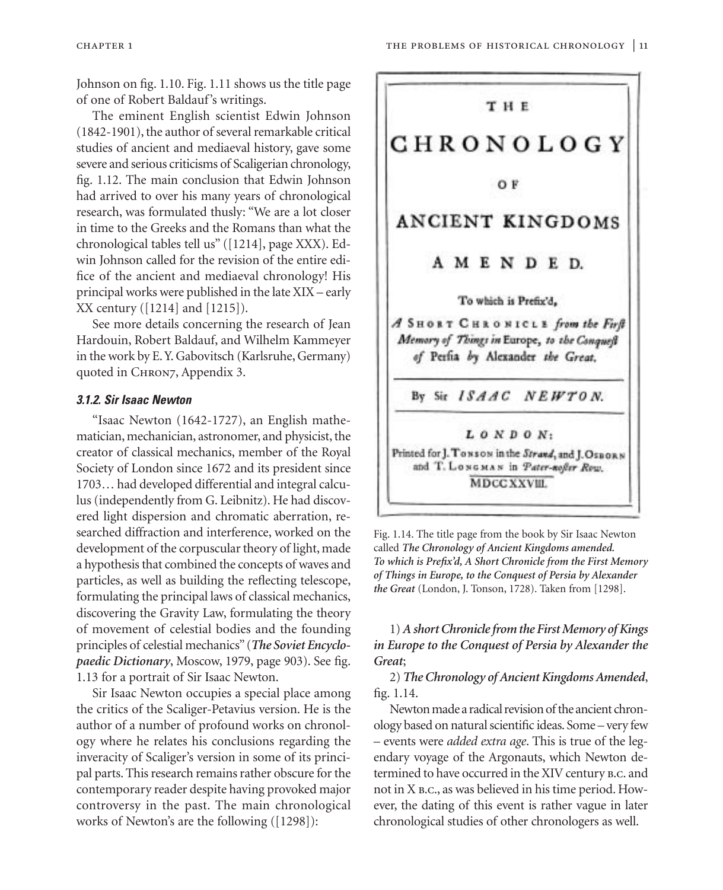Johnson on fig. 1.10. Fig. 1.11 shows us the title page of one of Robert Baldauf's writings.

The eminent English scientist Edwin Johnson (1842-1901), the author of several remarkable critical studies of ancient and mediaeval history, gave some severe and serious criticisms of Scaligerian chronology, fig. 1.12. The main conclusion that Edwin Johnson had arrived to over his many years of chronological research, was formulated thusly: "We are a lot closer in time to the Greeks and the Romans than what the chronological tables tell us" ([1214], page XXX). Edwin Johnson called for the revision of the entire edifice of the ancient and mediaeval chronology! His principal works were published in the late XIX – early XX century ([1214] and [1215]).

See more details concerning the research of Jean Hardouin, Robert Baldauf, and Wilhelm Kammeyer in the work by E. Y. Gabovitsch (Karlsruhe, Germany) quoted in CHRON7, Appendix 3.

#### *3.1.2. Sir Isaac Newton*

"Isaac Newton (1642-1727), an English mathematician, mechanician, astronomer, and physicist, the creator of classical mechanics, member of the Royal Society of London since 1672 and its president since 1703… had developed differential and integral calculus (independently from G. Leibnitz). He had discovered light dispersion and chromatic aberration, researched diffraction and interference, worked on the development of the corpuscular theory of light, made a hypothesis that combined the concepts of waves and particles, as well as building the reflecting telescope, formulating the principal laws of classical mechanics, discovering the Gravity Law, formulating the theory of movement of celestial bodies and the founding principles of celestial mechanics" (***The Soviet Encyclopaedic Dictionary***, Moscow, 1979, page 903). See fig. 1.13 for a portrait of Sir Isaac Newton.

Sir Isaac Newton occupies a special place among the critics of the Scaliger-Petavius version. He is the author of a number of profound works on chronology where he relates his conclusions regarding the inveracity of Scaliger's version in some of its principal parts. This research remains rather obscure for the contemporary reader despite having provoked major controversy in the past. The main chronological works of Newton's are the following ([1298]):

THE CHRONOLOGY OF ANCIENT KINGDOMS AMENDED. To which is Prefix'd, A SHORT CHRONICLE from the First Memory of Things in Europe, to the Conquest of Persia by Alexander the Great. By Sir ISAAC NEWTON. LONDON: Printed for J. TONSON in the Strand, and J. OSBORN and T. LONGMAN in Pater-noster Row. MDCCXXVIII.

Fig. 1.14. The title page from the book by Sir Isaac Newton called ***The Chronology of Ancient Kingdoms amended. To which is Prefix'd, A Short Chronicle from the First Memory of Things in Europe, to the Conquest of Persia by Alexander the Great*** (London, J. Tonson, 1728). Taken from [1298].

1) ***A short Chronicle from the First Memory of Kings in Europe to the Conquest of Persia by Alexander the Great***;

2) ***The Chronology of Ancient Kingdoms Amended***, fig. 1.14.

Newton made a radical revision of the ancient chronology based on natural scientific ideas. Some – very few – events were *added extra age*. This is true of the legendary voyage of the Argonauts, which Newton determined to have occurred in the XIV century B.C. and not in X B.C., as was believed in his time period. However, the dating of this event is rather vague in later chronological studies of other chronologers as well.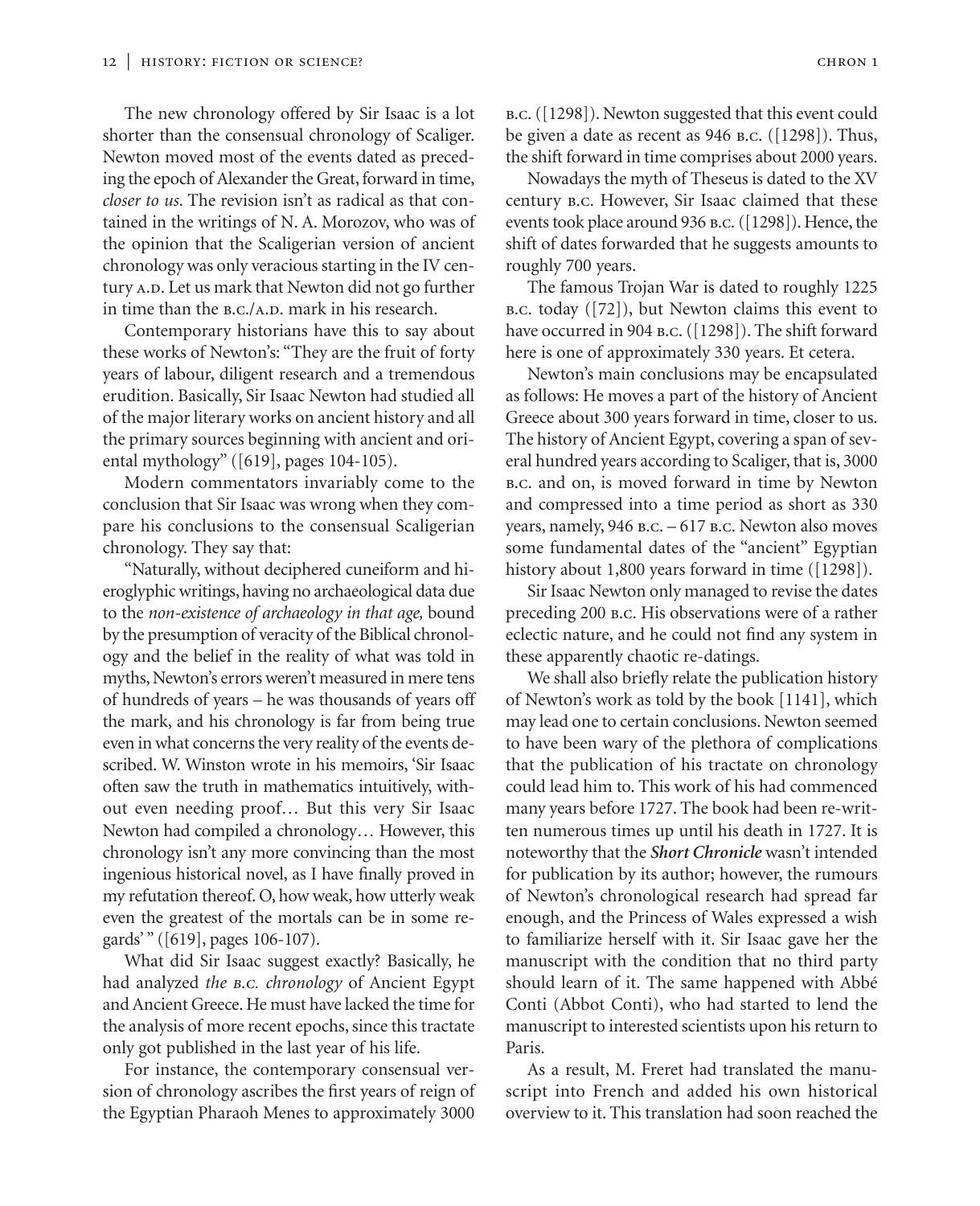The new chronology offered by Sir Isaac is a lot shorter than the consensual chronology of Scaliger. Newton moved most of the events dated as preceding the epoch of Alexander the Great, forward in time, *closer to us*. The revision isn't as radical as that contained in the writings of N. A. Morozov, who was of the opinion that the Scaligerian version of ancient chronology was only veracious starting in the IV century A.D. Let us mark that Newton did not go further in time than the B.C./A.D. mark in his research.

Contemporary historians have this to say about these works of Newton's: "They are the fruit of forty years of labour, diligent research and a tremendous erudition. Basically, Sir Isaac Newton had studied all of the major literary works on ancient history and all the primary sources beginning with ancient and oriental mythology" ([619], pages 104-105).

Modern commentators invariably come to the conclusion that Sir Isaac was wrong when they compare his conclusions to the consensual Scaligerian chronology. They say that:

"Naturally, without deciphered cuneiform and hieroglyphic writings, having no archaeological data due to the *non-existence of archaeology in that age,* bound by the presumption of veracity of the Biblical chronology and the belief in the reality of what was told in myths, Newton's errors weren't measured in mere tens of hundreds of years – he was thousands of years off the mark, and his chronology is far from being true even in what concerns the very reality of the events described. W. Winston wrote in his memoirs, 'Sir Isaac often saw the truth in mathematics intuitively, without even needing proof… But this very Sir Isaac Newton had compiled a chronology… However, this chronology isn't any more convincing than the most ingenious historical novel, as I have finally proved in my refutation thereof. O, how weak, how utterly weak even the greatest of the mortals can be in some regards' " ([619], pages 106-107).

What did Sir Isaac suggest exactly? Basically, he had analyzed *the B.C. chronology* of Ancient Egypt and Ancient Greece. He must have lacked the time for the analysis of more recent epochs, since this tractate only got published in the last year of his life.

For instance, the contemporary consensual version of chronology ascribes the first years of reign of the Egyptian Pharaoh Menes to approximately 3000 B.C. ([1298]). Newton suggested that this event could be given a date as recent as 946 B.C. ([1298]). Thus, the shift forward in time comprises about 2000 years.

Nowadays the myth of Theseus is dated to the XV century B.C. However, Sir Isaac claimed that these events took place around 936 B.C. ([1298]). Hence, the shift of dates forwarded that he suggests amounts to roughly 700 years.

The famous Trojan War is dated to roughly 1225 B.C. today ([72]), but Newton claims this event to have occurred in 904 B.C. ([1298]). The shift forward here is one of approximately 330 years. Et cetera.

Newton's main conclusions may be encapsulated as follows: He moves a part of the history of Ancient Greece about 300 years forward in time, closer to us. The history of Ancient Egypt, covering a span of several hundred years according to Scaliger, that is, 3000 B.C. and on, is moved forward in time by Newton and compressed into a time period as short as 330 years, namely, 946 B.C. – 617 B.C. Newton also moves some fundamental dates of the "ancient" Egyptian history about 1,800 years forward in time ([1298]).

Sir Isaac Newton only managed to revise the dates preceding 200 B.C. His observations were of a rather eclectic nature, and he could not find any system in these apparently chaotic re-datings.

We shall also briefly relate the publication history of Newton's work as told by the book [1141], which may lead one to certain conclusions. Newton seemed to have been wary of the plethora of complications that the publication of his tractate on chronology could lead him to. This work of his had commenced many years before 1727. The book had been re-written numerous times up until his death in 1727. It is noteworthy that the ***Short Chronicle*** wasn't intended for publication by its author; however, the rumours of Newton's chronological research had spread far enough, and the Princess of Wales expressed a wish to familiarize herself with it. Sir Isaac gave her the manuscript with the condition that no third party should learn of it. The same happened with Abbé Conti (Abbot Conti), who had started to lend the manuscript to interested scientists upon his return to Paris.

As a result, M. Freret had translated the manuscript into French and added his own historical overview to it. This translation had soon reached the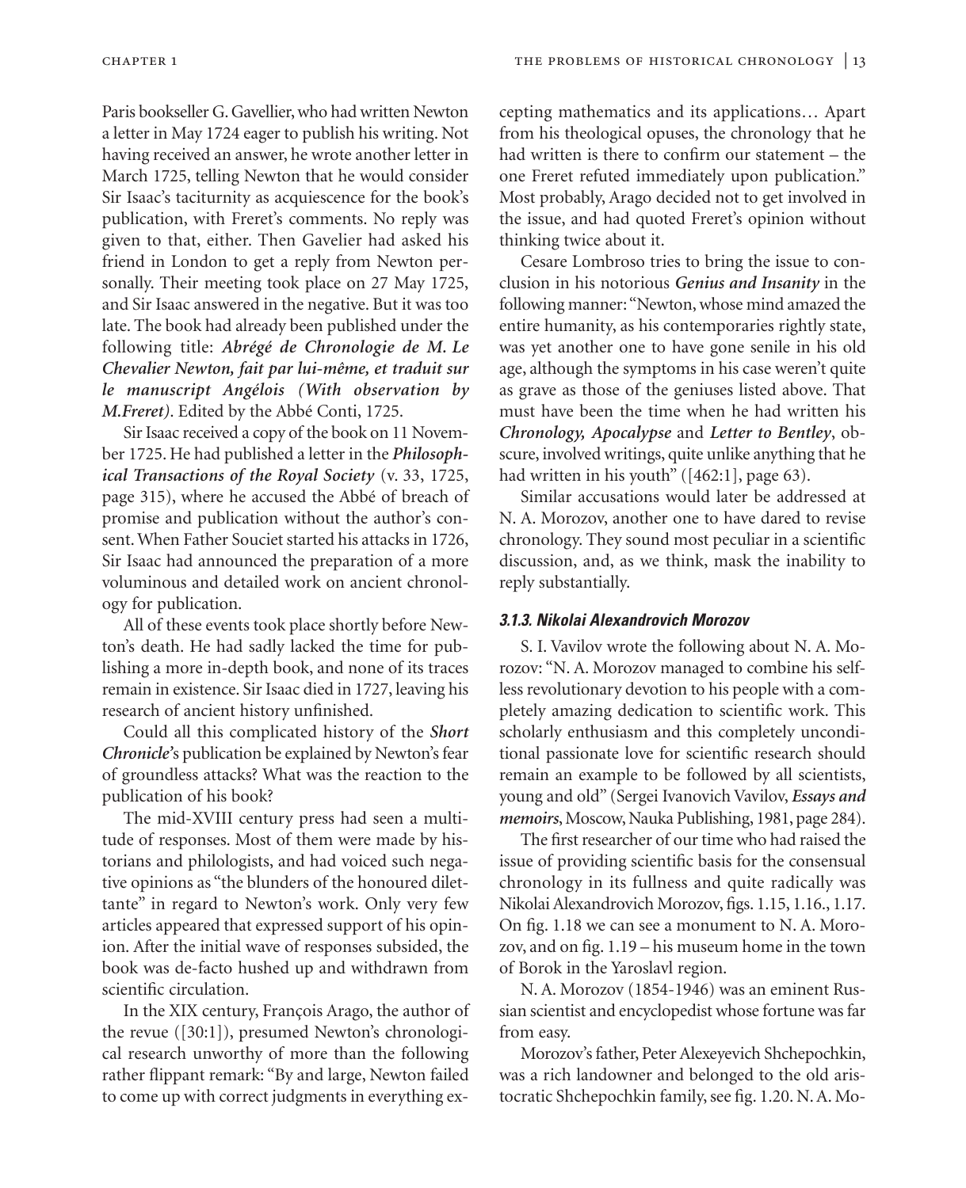Paris bookseller G. Gavellier, who had written Newton a letter in May 1724 eager to publish his writing. Not having received an answer, he wrote another letter in March 1725, telling Newton that he would consider Sir Isaac's taciturnity as acquiescence for the book's publication, with Freret's comments. No reply was given to that, either. Then Gavelier had asked his friend in London to get a reply from Newton personally. Their meeting took place on 27 May 1725, and Sir Isaac answered in the negative. But it was too late. The book had already been published under the following title: ***Abrégé de Chronologie de M. Le Chevalier Newton, fait par lui-même, et traduit sur le manuscript Angélois (With observation by M.Freret)***. Edited by the Abbé Conti, 1725.

Sir Isaac received a copy of the book on 11 November 1725. He had published a letter in the ***Philosophical Transactions of the Royal Society*** (v. 33, 1725, page 315), where he accused the Abbé of breach of promise and publication without the author's consent. When Father Souciet started his attacks in 1726, Sir Isaac had announced the preparation of a more voluminous and detailed work on ancient chronology for publication.

All of these events took place shortly before Newton's death. He had sadly lacked the time for publishing a more in-depth book, and none of its traces remain in existence. Sir Isaac died in 1727, leaving his research of ancient history unfinished.

Could all this complicated history of the ***Short Chronicle***'s publication be explained by Newton's fear of groundless attacks? What was the reaction to the publication of his book?

The mid-XVIII century press had seen a multitude of responses. Most of them were made by historians and philologists, and had voiced such negative opinions as "the blunders of the honoured dilettante" in regard to Newton's work. Only very few articles appeared that expressed support of his opinion. After the initial wave of responses subsided, the book was de-facto hushed up and withdrawn from scientific circulation.

In the XIX century, François Arago, the author of the revue ([30:1]), presumed Newton's chronological research unworthy of more than the following rather flippant remark: "By and large, Newton failed to come up with correct judgments in everything excepting mathematics and its applications… Apart from his theological opuses, the chronology that he had written is there to confirm our statement – the one Freret refuted immediately upon publication." Most probably, Arago decided not to get involved in the issue, and had quoted Freret's opinion without thinking twice about it.

Cesare Lombroso tries to bring the issue to conclusion in his notorious ***Genius and Insanity*** in the following manner: "Newton, whose mind amazed the entire humanity, as his contemporaries rightly state, was yet another one to have gone senile in his old age, although the symptoms in his case weren't quite as grave as those of the geniuses listed above. That must have been the time when he had written his ***Chronology, Apocalypse*** and ***Letter to Bentley***, obscure, involved writings, quite unlike anything that he had written in his youth" ([462:1], page 63).

Similar accusations would later be addressed at N. A. Morozov, another one to have dared to revise chronology. They sound most peculiar in a scientific discussion, and, as we think, mask the inability to reply substantially.

### 3.1.3. Nikolai Alexandrovich Morozov

S. I. Vavilov wrote the following about N. A. Morozov: "N. A. Morozov managed to combine his selfless revolutionary devotion to his people with a completely amazing dedication to scientific work. This scholarly enthusiasm and this completely unconditional passionate love for scientific research should remain an example to be followed by all scientists, young and old" (Sergei Ivanovich Vavilov, ***Essays and memoirs***, Moscow, Nauka Publishing, 1981, page 284).

The first researcher of our time who had raised the issue of providing scientific basis for the consensual chronology in its fullness and quite radically was Nikolai Alexandrovich Morozov, figs. 1.15, 1.16., 1.17. On fig. 1.18 we can see a monument to N. A. Morozov, and on fig. 1.19 – his museum home in the town of Borok in the Yaroslavl region.

N. A. Morozov (1854-1946) was an eminent Russian scientist and encyclopedist whose fortune was far from easy.

Morozov's father, Peter Alexeyevich Shchepochkin, was a rich landowner and belonged to the old aristocratic Shchepochkin family, see fig. 1.20. N. A. Mo-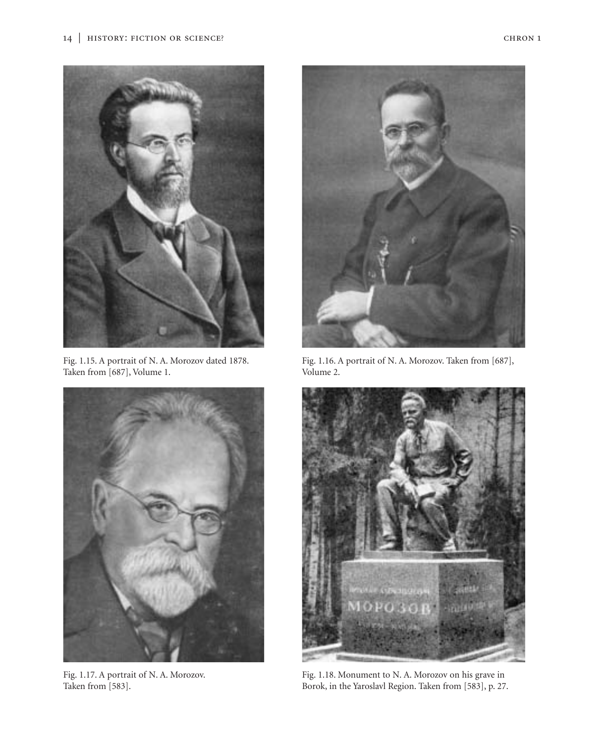Fig. 1.15. A portrait of N. A. Morozov dated 1878. Taken from [687], Volume 1.

Fig. 1.16. A portrait of N. A. Morozov. Taken from [687], Volume 2.

Fig. 1.17. A portrait of N. A. Morozov. Taken from [583].

Fig. 1.18. Monument to N. A. Morozov on his grave in Borok, in the Yaroslavl Region. Taken from [583], p. 27.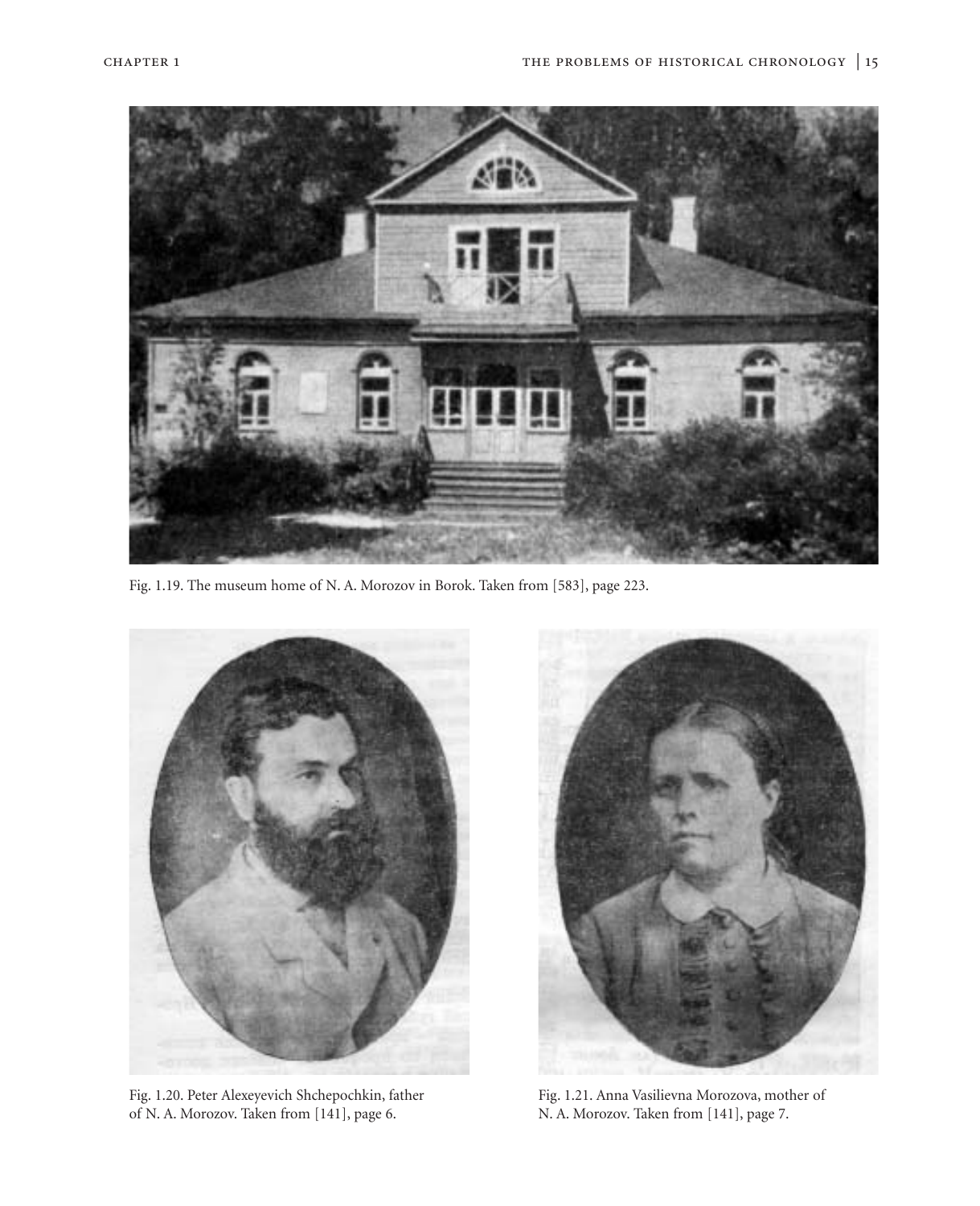Fig. 1.19. The museum home of N. A. Morozov in Borok. Taken from [583], page 223.

Fig. 1.20. Peter Alexeyevich Shchepochkin, father of N. A. Morozov. Taken from [141], page 6.

Fig. 1.21. Anna Vasilievna Morozova, mother of N. A. Morozov. Taken from [141], page 7.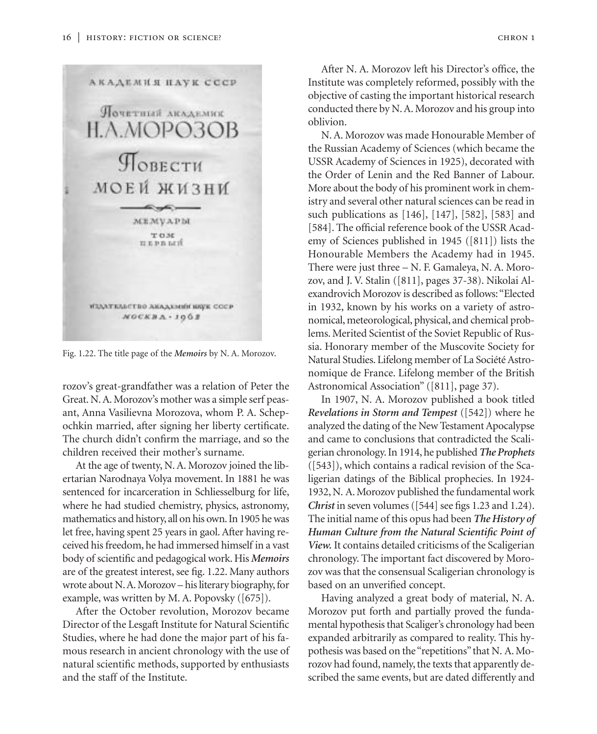Fig. 1.22. The title page of the *Memoirs* by N. A. Morozov.

rozov's great-grandfather was a relation of Peter the Great. N. A. Morozov's mother was a simple serf peasant, Anna Vasilievna Morozova, whom P. A. Schepochkin married, after signing her liberty certificate. The church didn't confirm the marriage, and so the children received their mother's surname.

At the age of twenty, N. A. Morozov joined the libertarian Narodnaya Volya movement. In 1881 he was sentenced for incarceration in Schliesselburg for life, where he had studied chemistry, physics, astronomy, mathematics and history, all on his own. In 1905 he was let free, having spent 25 years in gaol. After having received his freedom, he had immersed himself in a vast body of scientific and pedagogical work. His *Memoirs* are of the greatest interest, see fig. 1.22. Many authors wrote about N. A. Morozov – his literary biography, for example, was written by M. A. Popovsky ([675]).

After the October revolution, Morozov became Director of the Lesgaft Institute for Natural Scientific Studies, where he had done the major part of his famous research in ancient chronology with the use of natural scientific methods, supported by enthusiasts and the staff of the Institute.

After N. A. Morozov left his Director's office, the Institute was completely reformed, possibly with the objective of casting the important historical research conducted there by N. A. Morozov and his group into oblivion.

N. A. Morozov was made Honourable Member of the Russian Academy of Sciences (which became the USSR Academy of Sciences in 1925), decorated with the Order of Lenin and the Red Banner of Labour. More about the body of his prominent work in chemistry and several other natural sciences can be read in such publications as [146], [147], [582], [583] and [584]. The official reference book of the USSR Academy of Sciences published in 1945 ([811]) lists the Honourable Members the Academy had in 1945. There were just three – N. F. Gamaleya, N. A. Morozov, and J. V. Stalin ([811], pages 37-38). Nikolai Alexandrovich Morozov is described as follows: "Elected in 1932, known by his works on a variety of astronomical, meteorological, physical, and chemical problems. Merited Scientist of the Soviet Republic of Russia. Honorary member of the Muscovite Society for Natural Studies. Lifelong member of La Société Astronomique de France. Lifelong member of the British Astronomical Association" ([811], page 37).

In 1907, N. A. Morozov published a book titled ***Revelations in Storm and Tempest*** ([542]) where he analyzed the dating of the New Testament Apocalypse and came to conclusions that contradicted the Scaligerian chronology. In 1914, he published ***The Prophets*** ([543]), which contains a radical revision of the Scaligerian datings of the Biblical prophecies. In 1924-1932, N. A. Morozov published the fundamental work ***Christ*** in seven volumes ([544] see figs 1.23 and 1.24). The initial name of this opus had been ***The History of Human Culture from the Natural Scientific Point of View.*** It contains detailed criticisms of the Scaligerian chronology. The important fact discovered by Morozov was that the consensual Scaligerian chronology is based on an unverified concept.

Having analyzed a great body of material, N. A. Morozov put forth and partially proved the fundamental hypothesis that Scaliger's chronology had been expanded arbitrarily as compared to reality. This hypothesis was based on the "repetitions" that N. A. Morozov had found, namely, the texts that apparently described the same events, but are dated differently and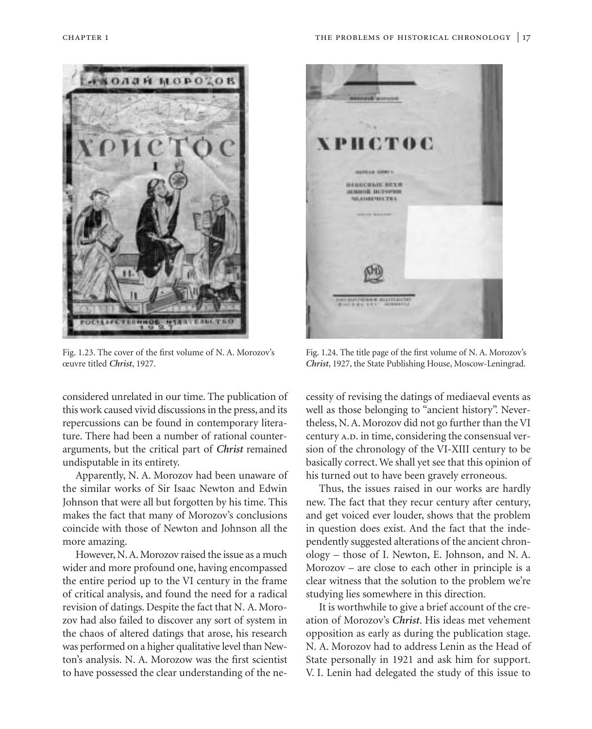Fig. 1.23. The cover of the first volume of N. A. Morozov's œuvre titled *Christ*, 1927.

Fig. 1.24. The title page of the first volume of N. A. Morozov's *Christ*, 1927, the State Publishing House, Moscow-Leningrad.

considered unrelated in our time. The publication of this work caused vivid discussions in the press, and its repercussions can be found in contemporary literature. There had been a number of rational counterarguments, but the critical part of ***Christ*** remained undisputable in its entirety.

Apparently, N. A. Morozov had been unaware of the similar works of Sir Isaac Newton and Edwin Johnson that were all but forgotten by his time. This makes the fact that many of Morozov's conclusions coincide with those of Newton and Johnson all the more amazing.

However, N. A. Morozov raised the issue as a much wider and more profound one, having encompassed the entire period up to the VI century in the frame of critical analysis, and found the need for a radical revision of datings. Despite the fact that N. A. Morozov had also failed to discover any sort of system in the chaos of altered datings that arose, his research was performed on a higher qualitative level than Newton's analysis. N. A. Morozow was the first scientist to have possessed the clear understanding of the necessity of revising the datings of mediaeval events as well as those belonging to "ancient history". Nevertheless, N. A. Morozov did not go further than the VI century A.D. in time, considering the consensual version of the chronology of the VI-XIII century to be basically correct. We shall yet see that this opinion of his turned out to have been gravely erroneous.

Thus, the issues raised in our works are hardly new. The fact that they recur century after century, and get voiced ever louder, shows that the problem in question does exist. And the fact that the independently suggested alterations of the ancient chronology – those of I. Newton, E. Johnson, and N. A. Morozov – are close to each other in principle is a clear witness that the solution to the problem we're studying lies somewhere in this direction.

It is worthwhile to give a brief account of the creation of Morozov's ***Christ***. His ideas met vehement opposition as early as during the publication stage. N. A. Morozov had to address Lenin as the Head of State personally in 1921 and ask him for support. V. I. Lenin had delegated the study of this issue to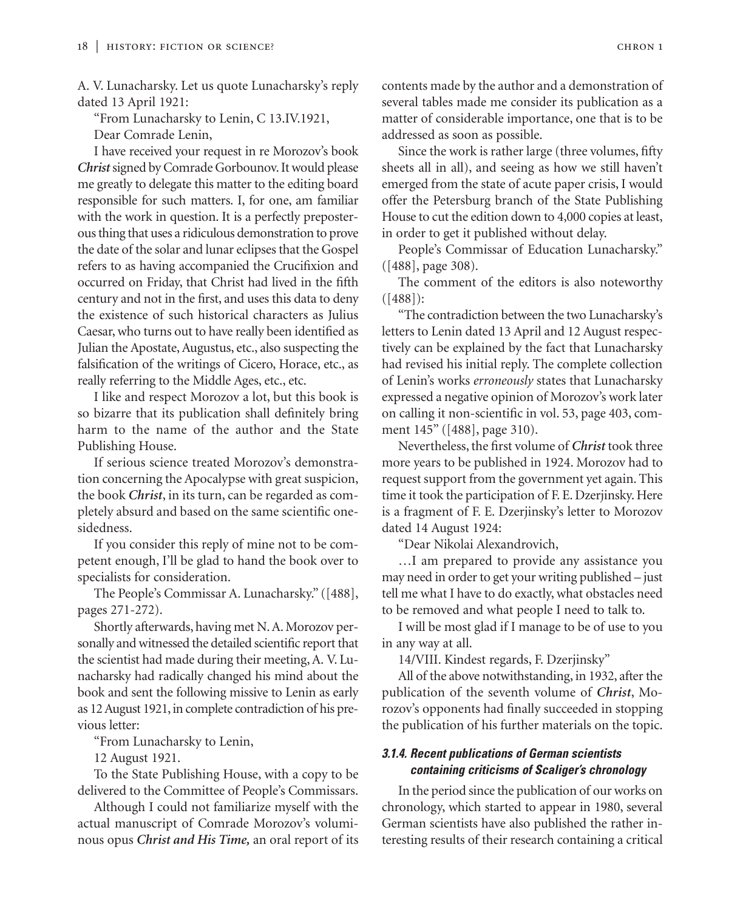A. V. Lunacharsky. Let us quote Lunacharsky's reply dated 13 April 1921:

"From Lunacharsky to Lenin, C 13.IV.1921,

Dear Comrade Lenin,

I have received your request in re Morozov's book ***Christ*** signed by Comrade Gorbounov. It would please me greatly to delegate this matter to the editing board responsible for such matters. I, for one, am familiar with the work in question. It is a perfectly preposterous thing that uses a ridiculous demonstration to prove the date of the solar and lunar eclipses that the Gospel refers to as having accompanied the Crucifixion and occurred on Friday, that Christ had lived in the fifth century and not in the first, and uses this data to deny the existence of such historical characters as Julius Caesar, who turns out to have really been identified as Julian the Apostate, Augustus, etc., also suspecting the falsification of the writings of Cicero, Horace, etc., as really referring to the Middle Ages, etc., etc.

I like and respect Morozov a lot, but this book is so bizarre that its publication shall definitely bring harm to the name of the author and the State Publishing House.

If serious science treated Morozov's demonstration concerning the Apocalypse with great suspicion, the book ***Christ***, in its turn, can be regarded as completely absurd and based on the same scientific one-sidedness.

If you consider this reply of mine not to be competent enough, I'll be glad to hand the book over to specialists for consideration.

The People's Commissar A. Lunacharsky." ([488], pages 271-272).

Shortly afterwards, having met N. A. Morozov personally and witnessed the detailed scientific report that the scientist had made during their meeting, A. V. Lunacharsky had radically changed his mind about the book and sent the following missive to Lenin as early as 12 August 1921, in complete contradiction of his previous letter:

"From Lunacharsky to Lenin,

12 August 1921.

To the State Publishing House, with a copy to be delivered to the Committee of People's Commissars.

Although I could not familiarize myself with the actual manuscript of Comrade Morozov's voluminous opus ***Christ and His Time,*** an oral report of its contents made by the author and a demonstration of several tables made me consider its publication as a matter of considerable importance, one that is to be addressed as soon as possible.

Since the work is rather large (three volumes, fifty sheets all in all), and seeing as how we still haven't emerged from the state of acute paper crisis, I would offer the Petersburg branch of the State Publishing House to cut the edition down to 4,000 copies at least, in order to get it published without delay.

People's Commissar of Education Lunacharsky." ([488], page 308).

The comment of the editors is also noteworthy ([488]):

"The contradiction between the two Lunacharsky's letters to Lenin dated 13 April and 12 August respectively can be explained by the fact that Lunacharsky had revised his initial reply. The complete collection of Lenin's works *erroneously* states that Lunacharsky expressed a negative opinion of Morozov's work later on calling it non-scientific in vol. 53, page 403, comment 145" ([488], page 310).

Nevertheless, the first volume of ***Christ*** took three more years to be published in 1924. Morozov had to request support from the government yet again. This time it took the participation of F. E. Dzerjinsky. Here is a fragment of F. E. Dzerjinsky's letter to Morozov dated 14 August 1924:

"Dear Nikolai Alexandrovich,

…I am prepared to provide any assistance you may need in order to get your writing published – just tell me what I have to do exactly, what obstacles need to be removed and what people I need to talk to.

I will be most glad if I manage to be of use to you in any way at all.

14/VIII. Kindest regards, F. Dzerjinsky"

All of the above notwithstanding, in 1932, after the publication of the seventh volume of ***Christ***, Morozov's opponents had finally succeeded in stopping the publication of his further materials on the topic.

#### *3.1.4. Recent publications of German scientists containing criticisms of Scaliger's chronology*

In the period since the publication of our works on chronology, which started to appear in 1980, several German scientists have also published the rather interesting results of their research containing a critical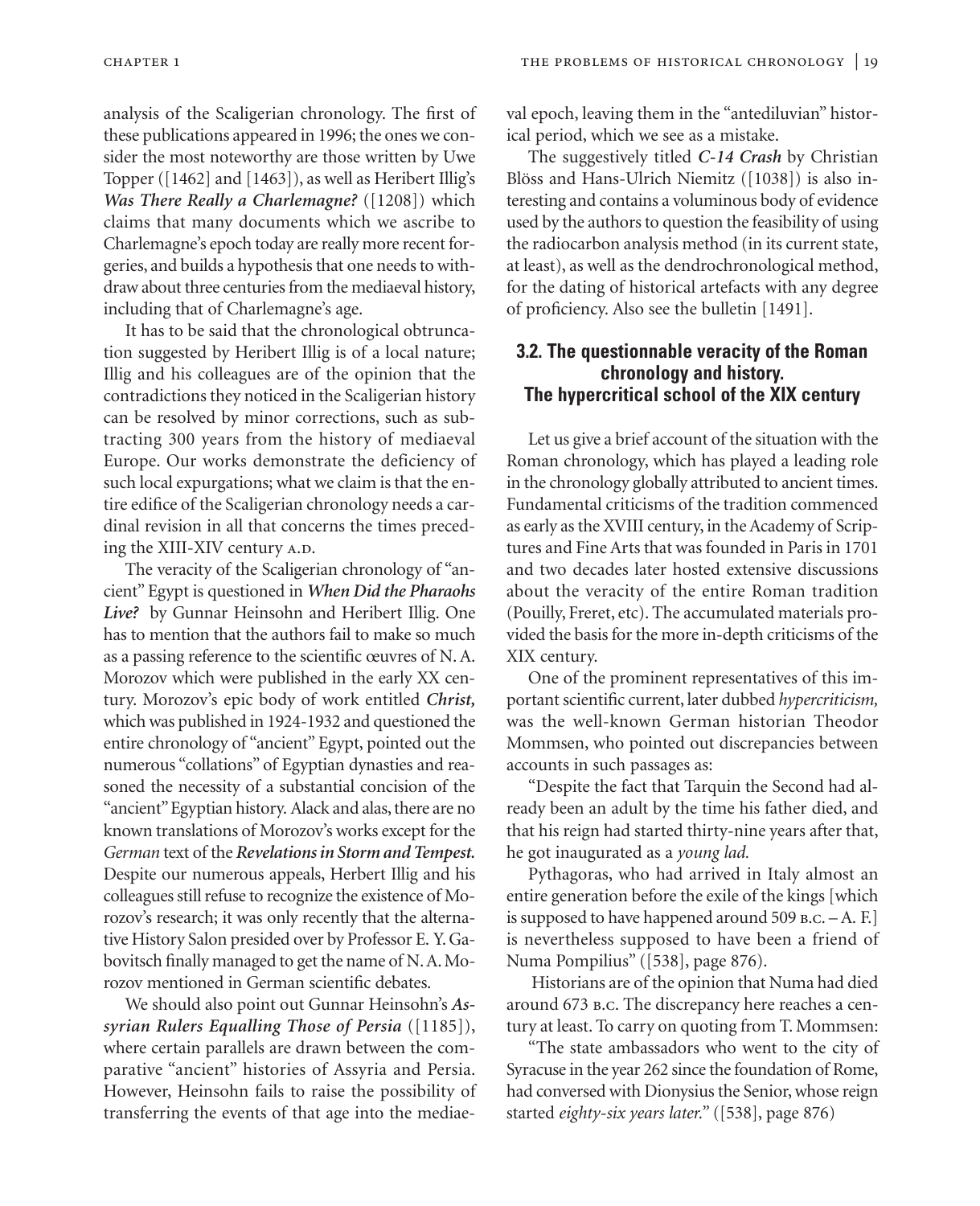analysis of the Scaligerian chronology. The first of these publications appeared in 1996; the ones we consider the most noteworthy are those written by Uwe Topper ([1462] and [1463]), as well as Heribert Illig's ***Was There Really a Charlemagne?*** ([1208]) which claims that many documents which we ascribe to Charlemagne's epoch today are really more recent forgeries, and builds a hypothesis that one needs to withdraw about three centuries from the mediaeval history, including that of Charlemagne's age.

It has to be said that the chronological obtruncation suggested by Heribert Illig is of a local nature; Illig and his colleagues are of the opinion that the contradictions they noticed in the Scaligerian history can be resolved by minor corrections, such as subtracting 300 years from the history of mediaeval Europe. Our works demonstrate the deficiency of such local expurgations; what we claim is that the entire edifice of the Scaligerian chronology needs a cardinal revision in all that concerns the times preceding the XIII-XIV century A.D.

The veracity of the Scaligerian chronology of "ancient" Egypt is questioned in ***When Did the Pharaohs Live?*** by Gunnar Heinsohn and Heribert Illig. One has to mention that the authors fail to make so much as a passing reference to the scientific œuvres of N. A. Morozov which were published in the early XX century. Morozov's epic body of work entitled ***Christ,*** which was published in 1924-1932 and questioned the entire chronology of "ancient" Egypt, pointed out the numerous "collations" of Egyptian dynasties and reasoned the necessity of a substantial concision of the "ancient" Egyptian history. Alack and alas, there are no known translations of Morozov's works except for the *German* text of the ***Revelations in Storm and Tempest.*** Despite our numerous appeals, Herbert Illig and his colleagues still refuse to recognize the existence of Morozov's research; it was only recently that the alternative History Salon presided over by Professor E. Y. Gabovitsch finally managed to get the name of N. A. Morozov mentioned in German scientific debates.

We should also point out Gunnar Heinsohn's ***Assyrian Rulers Equalling Those of Persia*** ([1185]), where certain parallels are drawn between the comparative "ancient" histories of Assyria and Persia. However, Heinsohn fails to raise the possibility of transferring the events of that age into the mediaeval epoch, leaving them in the "antediluvian" historical period, which we see as a mistake.

The suggestively titled ***C-14 Crash*** by Christian Blöss and Hans-Ulrich Niemitz ([1038]) is also interesting and contains a voluminous body of evidence used by the authors to question the feasibility of using the radiocarbon analysis method (in its current state, at least), as well as the dendrochronological method, for the dating of historical artefacts with any degree of proficiency. Also see the bulletin [1491].

### 3.2. The questionnable veracity of the Roman chronology and history. The hypercritical school of the XIX century

Let us give a brief account of the situation with the Roman chronology, which has played a leading role in the chronology globally attributed to ancient times. Fundamental criticisms of the tradition commenced as early as the XVIII century, in the Academy of Scriptures and Fine Arts that was founded in Paris in 1701 and two decades later hosted extensive discussions about the veracity of the entire Roman tradition (Pouilly, Freret, etc). The accumulated materials provided the basis for the more in-depth criticisms of the XIX century.

One of the prominent representatives of this important scientific current, later dubbed *hypercriticism,* was the well-known German historian Theodor Mommsen, who pointed out discrepancies between accounts in such passages as:

"Despite the fact that Tarquin the Second had already been an adult by the time his father died, and that his reign had started thirty-nine years after that, he got inaugurated as a *young lad.*

Pythagoras, who had arrived in Italy almost an entire generation before the exile of the kings [which is supposed to have happened around 509 B.C. – A. F.] is nevertheless supposed to have been a friend of Numa Pompilius" ([538], page 876).

Historians are of the opinion that Numa had died around 673 B.C. The discrepancy here reaches a century at least. To carry on quoting from T. Mommsen:

"The state ambassadors who went to the city of Syracuse in the year 262 since the foundation of Rome, had conversed with Dionysius the Senior, whose reign started *eighty-six years later.*" ([538], page 876)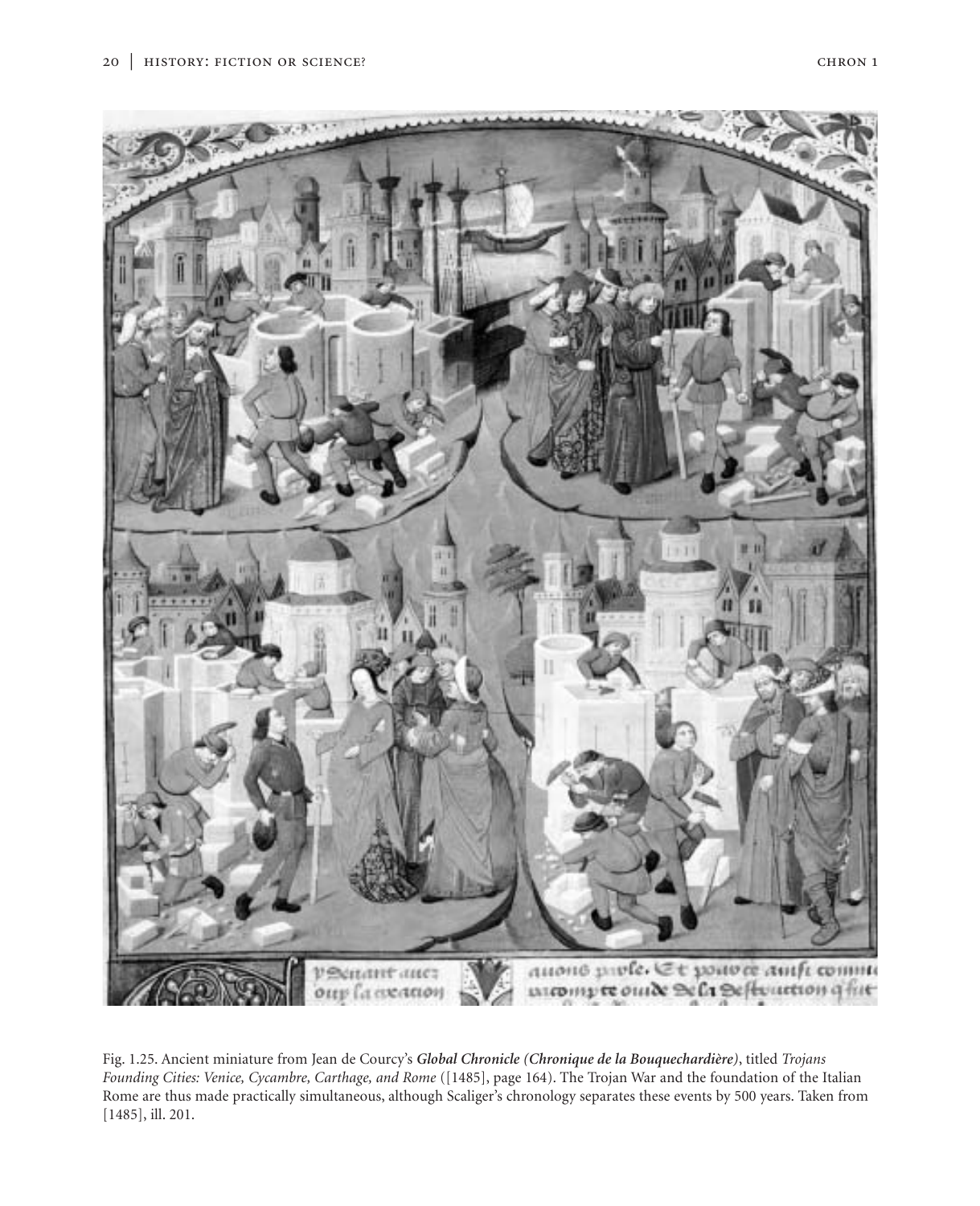Fig. 1.25. Ancient miniature from Jean de Courcy's ***Global Chronicle (Chronique de la Bouquechardière)***, titled *Trojans Founding Cities: Venice, Cycambre, Carthage, and Rome* ([1485], page 164). The Trojan War and the foundation of the Italian Rome are thus made practically simultaneous, although Scaliger's chronology separates these events by 500 years. Taken from [1485], ill. 201.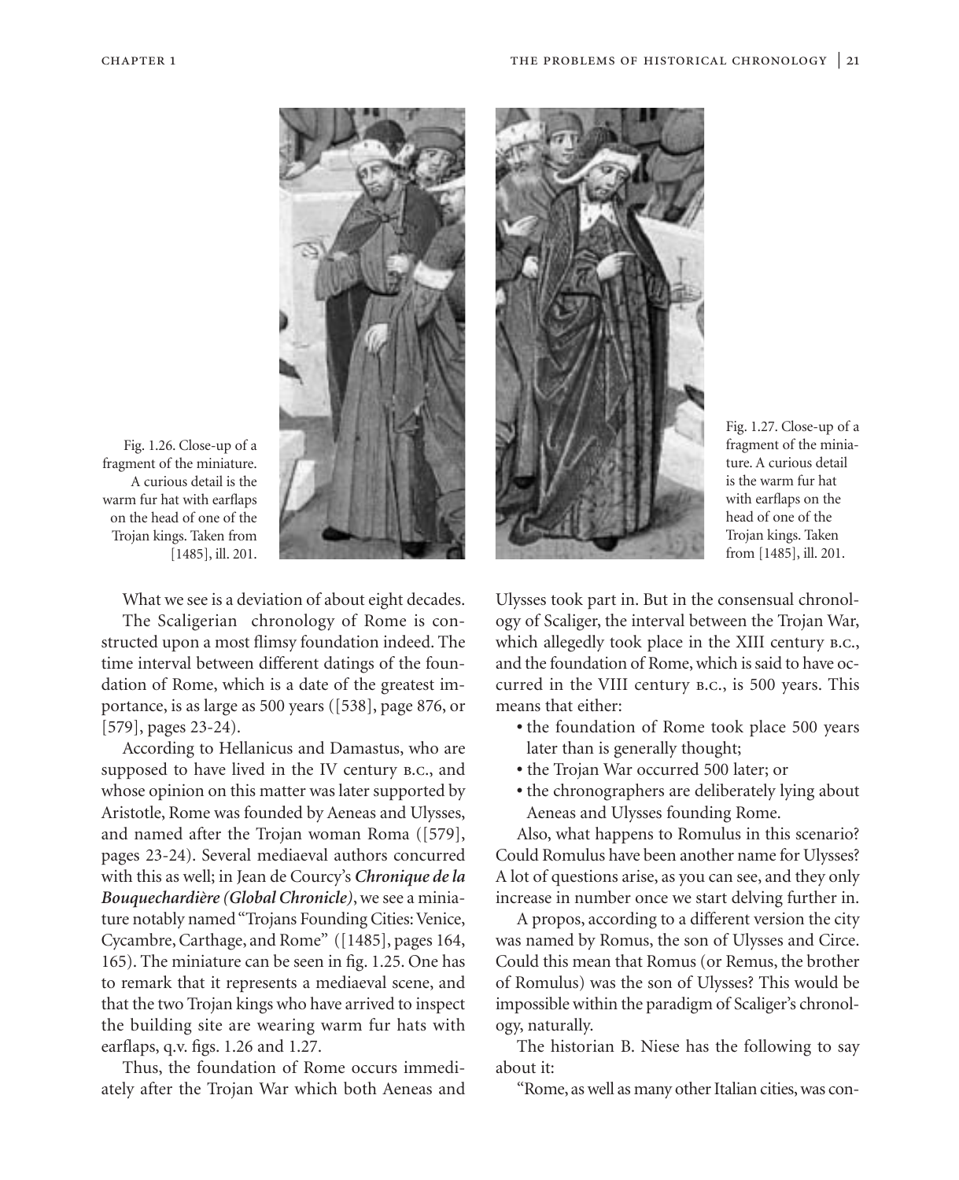Fig. 1.26. Close-up of a fragment of the miniature. A curious detail is the warm fur hat with earflaps on the head of one of the Trojan kings. Taken from [1485], ill. 201.

Fig. 1.27. Close-up of a fragment of the miniature. A curious detail is the warm fur hat with earflaps on the head of one of the Trojan kings. Taken from [1485], ill. 201.

What we see is a deviation of about eight decades.

The Scaligerian chronology of Rome is constructed upon a most flimsy foundation indeed. The time interval between different datings of the foundation of Rome, which is a date of the greatest importance, is as large as 500 years ([538], page 876, or [579], pages 23-24).

According to Hellanicus and Damastus, who are supposed to have lived in the IV century B.C., and whose opinion on this matter was later supported by Aristotle, Rome was founded by Aeneas and Ulysses, and named after the Trojan woman Roma ([579], pages 23-24). Several mediaeval authors concurred with this as well; in Jean de Courcy's ***Chronique de la Bouquechardière (Global Chronicle)***, we see a miniature notably named "Trojans Founding Cities: Venice, Cycambre, Carthage, and Rome" ([1485], pages 164, 165). The miniature can be seen in fig. 1.25. One has to remark that it represents a mediaeval scene, and that the two Trojan kings who have arrived to inspect the building site are wearing warm fur hats with earflaps, q.v. figs. 1.26 and 1.27.

Thus, the foundation of Rome occurs immediately after the Trojan War which both Aeneas and Ulysses took part in. But in the consensual chronology of Scaliger, the interval between the Trojan War, which allegedly took place in the XIII century B.C., and the foundation of Rome, which is said to have occurred in the VIII century B.C., is 500 years. This means that either:

- the foundation of Rome took place 500 years later than is generally thought;
- the Trojan War occurred 500 later; or
- the chronographers are deliberately lying about Aeneas and Ulysses founding Rome.

Also, what happens to Romulus in this scenario? Could Romulus have been another name for Ulysses? A lot of questions arise, as you can see, and they only increase in number once we start delving further in.

A propos, according to a different version the city was named by Romus, the son of Ulysses and Circe. Could this mean that Romus (or Remus, the brother of Romulus) was the son of Ulysses? This would be impossible within the paradigm of Scaliger's chronology, naturally.

The historian B. Niese has the following to say about it:

"Rome, as well as many other Italian cities, was con-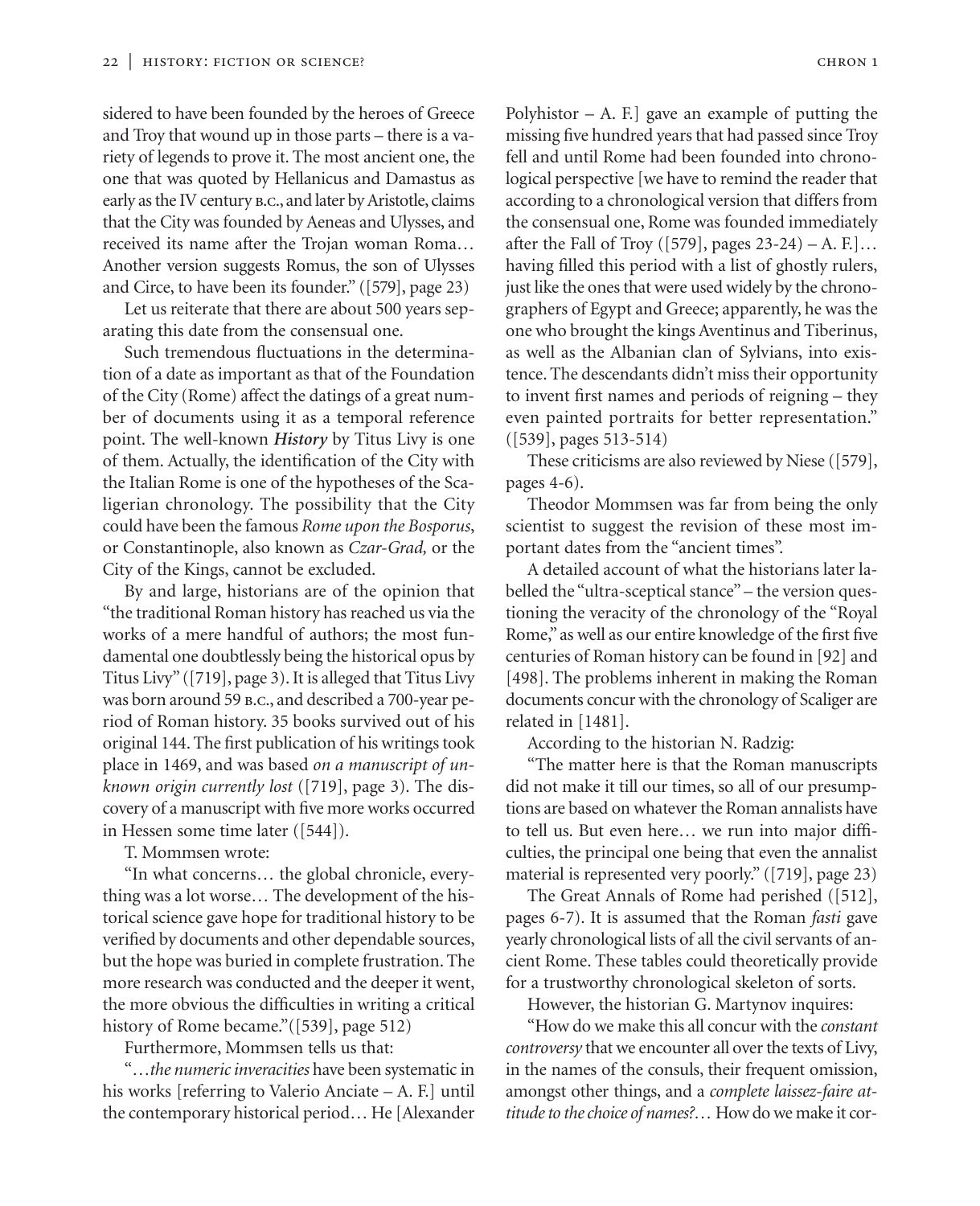sidered to have been founded by the heroes of Greece and Troy that wound up in those parts – there is a variety of legends to prove it. The most ancient one, the one that was quoted by Hellanicus and Damastus as early as the IV century B.C., and later by Aristotle, claims that the City was founded by Aeneas and Ulysses, and received its name after the Trojan woman Roma… Another version suggests Romus, the son of Ulysses and Circe, to have been its founder." ([579], page 23)

Let us reiterate that there are about 500 years separating this date from the consensual one.

Such tremendous fluctuations in the determination of a date as important as that of the Foundation of the City (Rome) affect the datings of a great number of documents using it as a temporal reference point. The well-known ***History*** by Titus Livy is one of them. Actually, the identification of the City with the Italian Rome is one of the hypotheses of the Scaligerian chronology. The possibility that the City could have been the famous *Rome upon the Bosporus*, or Constantinople, also known as *Czar-Grad,* or the City of the Kings, cannot be excluded.

By and large, historians are of the opinion that "the traditional Roman history has reached us via the works of a mere handful of authors; the most fundamental one doubtlessly being the historical opus by Titus Livy" ([719], page 3). It is alleged that Titus Livy was born around 59 B.C., and described a 700-year period of Roman history. 35 books survived out of his original 144. The first publication of his writings took place in 1469, and was based *on a manuscript of unknown origin currently lost* ([719], page 3). The discovery of a manuscript with five more works occurred in Hessen some time later ([544]).

T. Mommsen wrote:

"In what concerns… the global chronicle, everything was a lot worse… The development of the historical science gave hope for traditional history to be verified by documents and other dependable sources, but the hope was buried in complete frustration. The more research was conducted and the deeper it went, the more obvious the difficulties in writing a critical history of Rome became."([539], page 512)

Furthermore, Mommsen tells us that:

"…*the numeric inveracities* have been systematic in his works [referring to Valerio Anciate – A. F.] until the contemporary historical period… He [Alexander Polyhistor – A. F.] gave an example of putting the missing five hundred years that had passed since Troy fell and until Rome had been founded into chronological perspective [we have to remind the reader that according to a chronological version that differs from the consensual one, Rome was founded immediately after the Fall of Troy ([579], pages 23-24) – A. F.]… having filled this period with a list of ghostly rulers, just like the ones that were used widely by the chronographers of Egypt and Greece; apparently, he was the one who brought the kings Aventinus and Tiberinus, as well as the Albanian clan of Sylvians, into existence. The descendants didn't miss their opportunity to invent first names and periods of reigning – they even painted portraits for better representation." ([539], pages 513-514)

These criticisms are also reviewed by Niese ([579], pages 4-6).

Theodor Mommsen was far from being the only scientist to suggest the revision of these most important dates from the "ancient times".

A detailed account of what the historians later labelled the "ultra-sceptical stance" – the version questioning the veracity of the chronology of the "Royal Rome," as well as our entire knowledge of the first five centuries of Roman history can be found in [92] and [498]. The problems inherent in making the Roman documents concur with the chronology of Scaliger are related in [1481].

According to the historian N. Radzig:

"The matter here is that the Roman manuscripts did not make it till our times, so all of our presumptions are based on whatever the Roman annalists have to tell us. But even here… we run into major difficulties, the principal one being that even the annalist material is represented very poorly." ([719], page 23)

The Great Annals of Rome had perished ([512], pages 6-7). It is assumed that the Roman *fasti* gave yearly chronological lists of all the civil servants of ancient Rome. These tables could theoretically provide for a trustworthy chronological skeleton of sorts.

However, the historian G. Martynov inquires:

"How do we make this all concur with the *constant controversy* that we encounter all over the texts of Livy, in the names of the consuls, their frequent omission, amongst other things, and a *complete laissez-faire attitude to the choice of names?…* How do we make it cor-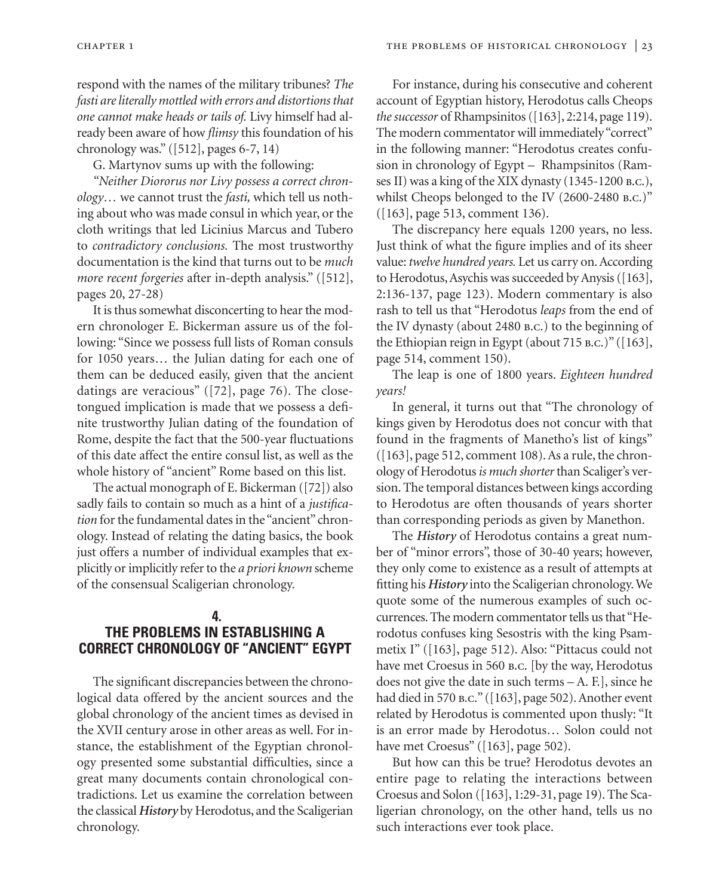respond with the names of the military tribunes? *The fasti are literally mottled with errors and distortions that one cannot make heads or tails of.* Livy himself had already been aware of how *flimsy* this foundation of his chronology was." ([512], pages 6-7, 14)

G. Martynov sums up with the following:

*"Neither Diororus nor Livy possess a correct chronology…* we cannot trust the *fasti,* which tell us nothing about who was made consul in which year, or the cloth writings that led Licinius Marcus and Tubero to *contradictory conclusions.* The most trustworthy documentation is the kind that turns out to be *much more recent forgeries* after in-depth analysis." ([512], pages 20, 27-28)

It is thus somewhat disconcerting to hear the modern chronologer E. Bickerman assure us of the following: "Since we possess full lists of Roman consuls for 1050 years… the Julian dating for each one of them can be deduced easily, given that the ancient datings are veracious" ([72], page 76). The close-tongued implication is made that we possess a definite trustworthy Julian dating of the foundation of Rome, despite the fact that the 500-year fluctuations of this date affect the entire consul list, as well as the whole history of "ancient" Rome based on this list.

The actual monograph of E. Bickerman ([72]) also sadly fails to contain so much as a hint of a *justification* for the fundamental dates in the "ancient" chronology. Instead of relating the dating basics, the book just offers a number of individual examples that explicitly or implicitly refer to the *a priori known* scheme of the consensual Scaligerian chronology.

## 4. THE PROBLEMS IN ESTABLISHING A CORRECT CHRONOLOGY OF "ANCIENT" EGYPT

The significant discrepancies between the chronological data offered by the ancient sources and the global chronology of the ancient times as devised in the XVII century arose in other areas as well. For instance, the establishment of the Egyptian chronology presented some substantial difficulties, since a great many documents contain chronological contradictions. Let us examine the correlation between the classical ***History*** by Herodotus, and the Scaligerian chronology.

For instance, during his consecutive and coherent account of Egyptian history, Herodotus calls Cheops *the successor* of Rhampsinitos ([163], 2:214, page 119). The modern commentator will immediately "correct" in the following manner: "Herodotus creates confusion in chronology of Egypt – Rhampsinitos (Ramses II) was a king of the XIX dynasty (1345-1200 B.C.), whilst Cheops belonged to the IV (2600-2480 B.C.)" ([163], page 513, comment 136).

The discrepancy here equals 1200 years, no less. Just think of what the figure implies and of its sheer value: *twelve hundred years.* Let us carry on. According to Herodotus, Asychis was succeeded by Anysis ([163], 2:136-137, page 123). Modern commentary is also rash to tell us that "Herodotus *leaps* from the end of the IV dynasty (about 2480 B.C.) to the beginning of the Ethiopian reign in Egypt (about 715 B.C.)" ([163], page 514, comment 150).

The leap is one of 1800 years. *Eighteen hundred years!*

In general, it turns out that "The chronology of kings given by Herodotus does not concur with that found in the fragments of Manetho's list of kings" ([163], page 512, comment 108). As a rule, the chronology of Herodotus *is much shorter* than Scaliger's version. The temporal distances between kings according to Herodotus are often thousands of years shorter than corresponding periods as given by Manethon.

The ***History*** of Herodotus contains a great number of "minor errors", those of 30-40 years; however, they only come to existence as a result of attempts at fitting his ***History*** into the Scaligerian chronology. We quote some of the numerous examples of such occurrences. The modern commentator tells us that "Herodotus confuses king Sesostris with the king Psammetix I" ([163], page 512). Also: "Pittacus could not have met Croesus in 560 B.C. [by the way, Herodotus does not give the date in such terms – A. F.], since he had died in 570 B.C." ([163], page 502). Another event related by Herodotus is commented upon thusly: "It is an error made by Herodotus… Solon could not have met Croesus" ([163], page 502).

But how can this be true? Herodotus devotes an entire page to relating the interactions between Croesus and Solon ([163], 1:29-31, page 19). The Scaligerian chronology, on the other hand, tells us no such interactions ever took place.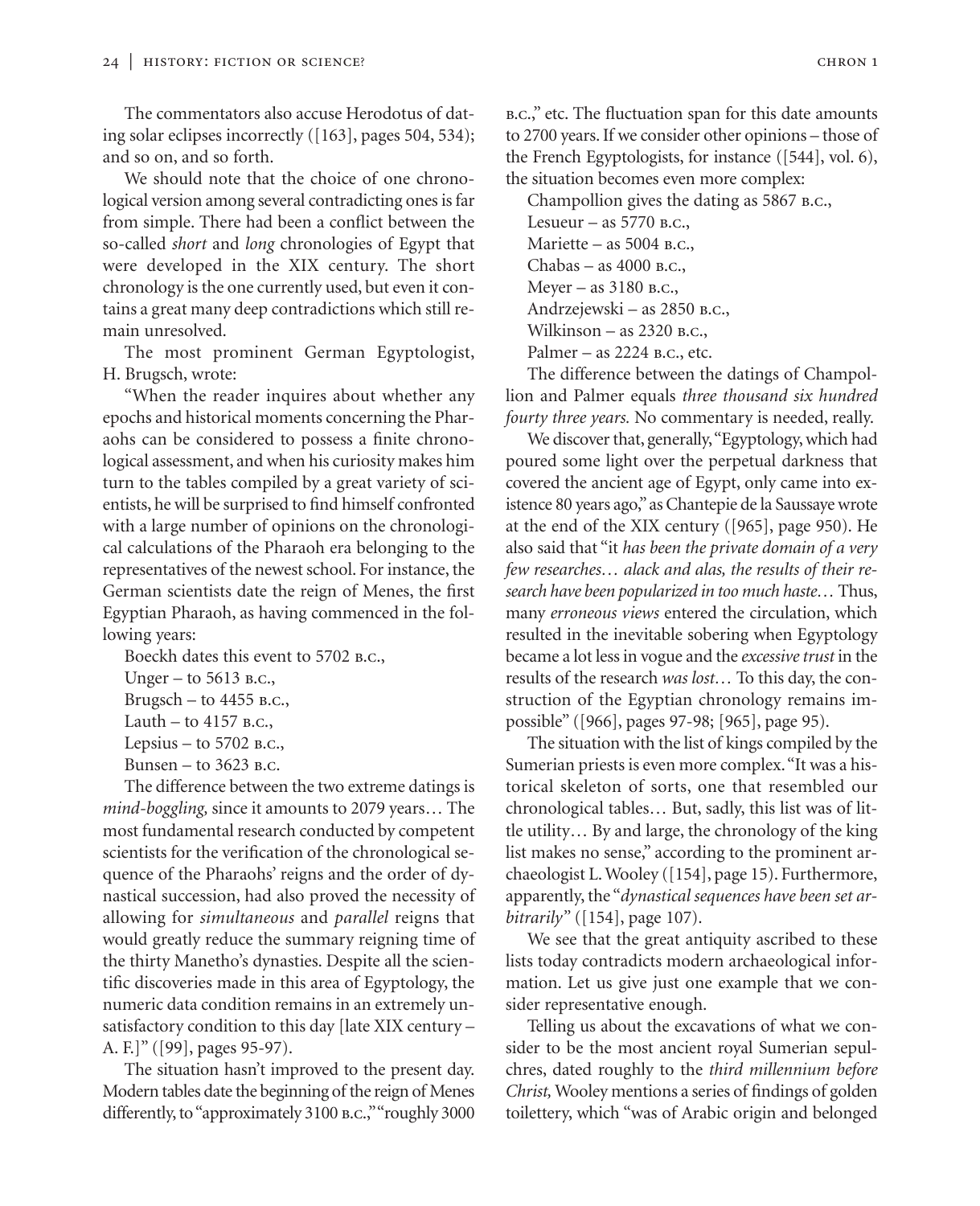The commentators also accuse Herodotus of dating solar eclipses incorrectly ([163], pages 504, 534); and so on, and so forth.

We should note that the choice of one chronological version among several contradicting ones is far from simple. There had been a conflict between the so-called *short* and *long* chronologies of Egypt that were developed in the XIX century. The short chronology is the one currently used, but even it contains a great many deep contradictions which still remain unresolved.

The most prominent German Egyptologist, H. Brugsch, wrote:

"When the reader inquires about whether any epochs and historical moments concerning the Pharaohs can be considered to possess a finite chronological assessment, and when his curiosity makes him turn to the tables compiled by a great variety of scientists, he will be surprised to find himself confronted with a large number of opinions on the chronological calculations of the Pharaoh era belonging to the representatives of the newest school. For instance, the German scientists date the reign of Menes, the first Egyptian Pharaoh, as having commenced in the following years:

Boeckh dates this event to 5702 B.C.,
Unger – to 5613 B.C.,
Brugsch – to 4455 B.C.,
Lauth – to 4157 B.C.,
Lepsius – to 5702 B.C.,
Bunsen – to 3623 B.C.

The difference between the two extreme datings is *mind-boggling,* since it amounts to 2079 years… The most fundamental research conducted by competent scientists for the verification of the chronological sequence of the Pharaohs' reigns and the order of dynastical succession, had also proved the necessity of allowing for *simultaneous* and *parallel* reigns that would greatly reduce the summary reigning time of the thirty Manetho's dynasties. Despite all the scientific discoveries made in this area of Egyptology, the numeric data condition remains in an extremely unsatisfactory condition to this day [late XIX century – A. F.]" ([99], pages 95-97).

The situation hasn't improved to the present day. Modern tables date the beginning of the reign of Menes differently, to "approximately 3100 B.C.," "roughly 3000 B.C.," etc. The fluctuation span for this date amounts to 2700 years. If we consider other opinions – those of the French Egyptologists, for instance ([544], vol. 6), the situation becomes even more complex:

Champollion gives the dating as 5867 B.C.,
Lesueur – as 5770 B.C.,
Mariette – as 5004 B.C.,
Chabas – as 4000 B.C.,
Meyer – as 3180 B.C.,
Andrzejewski – as 2850 B.C.,
Wilkinson – as 2320 B.C.,
Palmer – as 2224 B.C., etc.

The difference between the datings of Champollion and Palmer equals *three thousand six hundred fourty three years.* No commentary is needed, really.

We discover that, generally, "Egyptology, which had poured some light over the perpetual darkness that covered the ancient age of Egypt, only came into existence 80 years ago," as Chantepie de la Saussaye wrote at the end of the XIX century ([965], page 950). He also said that "it *has been the private domain of a very few researches… alack and alas, the results of their research have been popularized in too much haste…* Thus, many *erroneous views* entered the circulation, which resulted in the inevitable sobering when Egyptology became a lot less in vogue and the *excessive trust* in the results of the research *was lost…* To this day, the construction of the Egyptian chronology remains impossible" ([966], pages 97-98; [965], page 95).

The situation with the list of kings compiled by the Sumerian priests is even more complex. "It was a historical skeleton of sorts, one that resembled our chronological tables… But, sadly, this list was of little utility… By and large, the chronology of the king list makes no sense," according to the prominent archaeologist L. Wooley ([154], page 15). Furthermore, apparently, the "*dynastical sequences have been set arbitrarily*" ([154], page 107).

We see that the great antiquity ascribed to these lists today contradicts modern archaeological information. Let us give just one example that we consider representative enough.

Telling us about the excavations of what we consider to be the most ancient royal Sumerian sepulchres, dated roughly to the *third millennium before Christ,* Wooley mentions a series of findings of golden toilettery, which "was of Arabic origin and belonged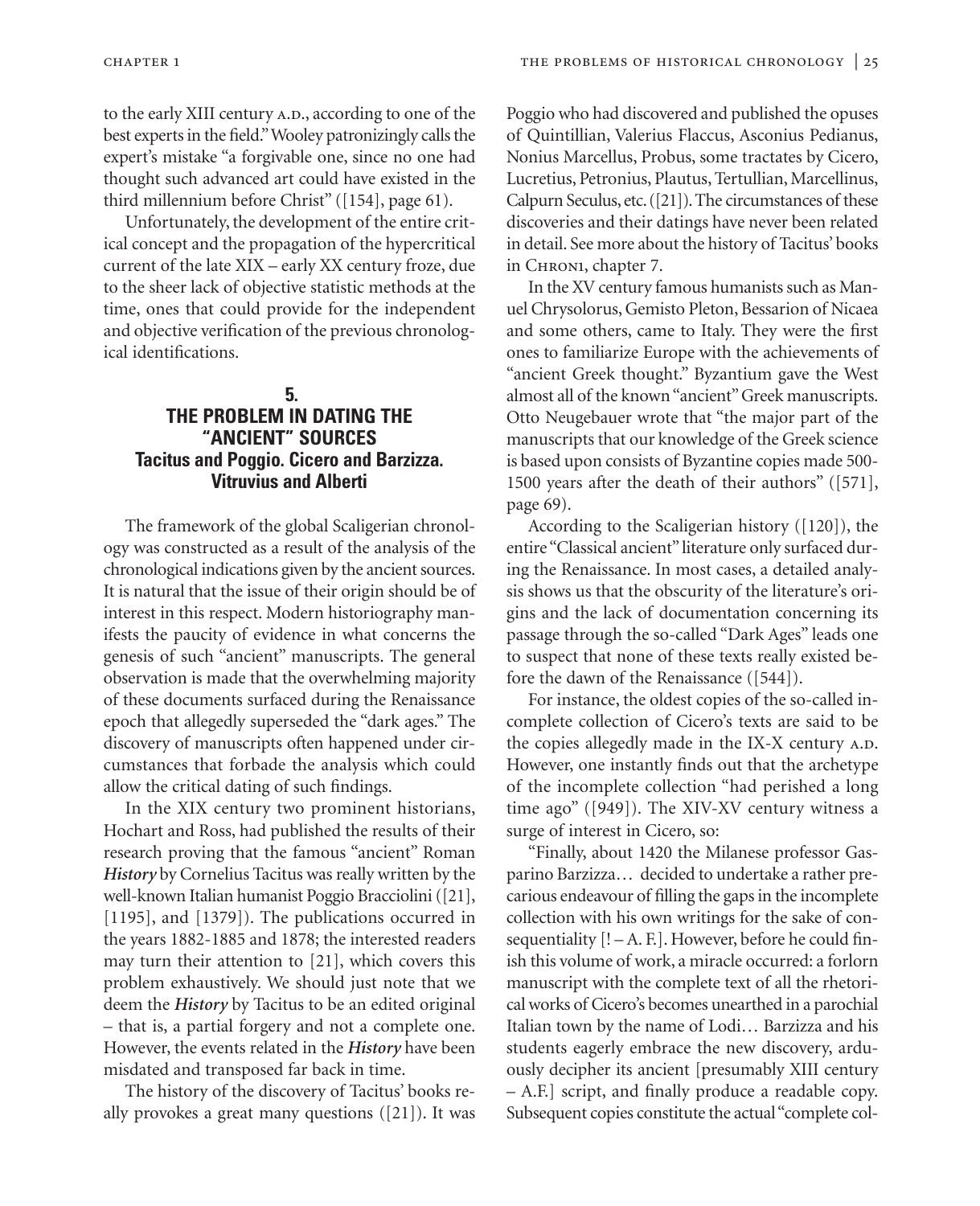to the early XIII century A.D., according to one of the best experts in the field." Wooley patronizingly calls the expert's mistake "a forgivable one, since no one had thought such advanced art could have existed in the third millennium before Christ" ([154], page 61).

Unfortunately, the development of the entire critical concept and the propagation of the hypercritical current of the late XIX – early XX century froze, due to the sheer lack of objective statistic methods at the time, ones that could provide for the independent and objective verification of the previous chronological identifications.

## 5. THE PROBLEM IN DATING THE "ANCIENT" SOURCES

### Tacitus and Poggio. Cicero and Barzizza. Vitruvius and Alberti

The framework of the global Scaligerian chronology was constructed as a result of the analysis of the chronological indications given by the ancient sources. It is natural that the issue of their origin should be of interest in this respect. Modern historiography manifests the paucity of evidence in what concerns the genesis of such "ancient" manuscripts. The general observation is made that the overwhelming majority of these documents surfaced during the Renaissance epoch that allegedly superseded the "dark ages." The discovery of manuscripts often happened under circumstances that forbade the analysis which could allow the critical dating of such findings.

In the XIX century two prominent historians, Hochart and Ross, had published the results of their research proving that the famous "ancient" Roman ***History*** by Cornelius Tacitus was really written by the well-known Italian humanist Poggio Bracciolini ([21], [1195], and [1379]). The publications occurred in the years 1882-1885 and 1878; the interested readers may turn their attention to [21], which covers this problem exhaustively. We should just note that we deem the ***History*** by Tacitus to be an edited original – that is, a partial forgery and not a complete one. However, the events related in the ***History*** have been misdated and transposed far back in time.

The history of the discovery of Tacitus' books really provokes a great many questions ([21]). It was Poggio who had discovered and published the opuses of Quintillian, Valerius Flaccus, Asconius Pedianus, Nonius Marcellus, Probus, some tractates by Cicero, Lucretius, Petronius, Plautus, Tertullian, Marcellinus, Calpurn Seculus, etc. ([21]). The circumstances of these discoveries and their datings have never been related in detail. See more about the history of Tacitus' books in CHRON1, chapter 7.

In the XV century famous humanists such as Manuel Chrysolorus, Gemisto Pleton, Bessarion of Nicaea and some others, came to Italy. They were the first ones to familiarize Europe with the achievements of "ancient Greek thought." Byzantium gave the West almost all of the known "ancient" Greek manuscripts. Otto Neugebauer wrote that "the major part of the manuscripts that our knowledge of the Greek science is based upon consists of Byzantine copies made 500-1500 years after the death of their authors" ([571], page 69).

According to the Scaligerian history ([120]), the entire "Classical ancient" literature only surfaced during the Renaissance. In most cases, a detailed analysis shows us that the obscurity of the literature's origins and the lack of documentation concerning its passage through the so-called "Dark Ages" leads one to suspect that none of these texts really existed before the dawn of the Renaissance ([544]).

For instance, the oldest copies of the so-called incomplete collection of Cicero's texts are said to be the copies allegedly made in the IX-X century A.D. However, one instantly finds out that the archetype of the incomplete collection "had perished a long time ago" ([949]). The XIV-XV century witness a surge of interest in Cicero, so:

"Finally, about 1420 the Milanese professor Gasparino Barzizza… decided to undertake a rather precarious endeavour of filling the gaps in the incomplete collection with his own writings for the sake of consequentiality [! – A. F.]. However, before he could finish this volume of work, a miracle occurred: a forlorn manuscript with the complete text of all the rhetorical works of Cicero's becomes unearthed in a parochial Italian town by the name of Lodi… Barzizza and his students eagerly embrace the new discovery, arduously decipher its ancient [presumably XIII century – A.F.] script, and finally produce a readable copy. Subsequent copies constitute the actual "complete col-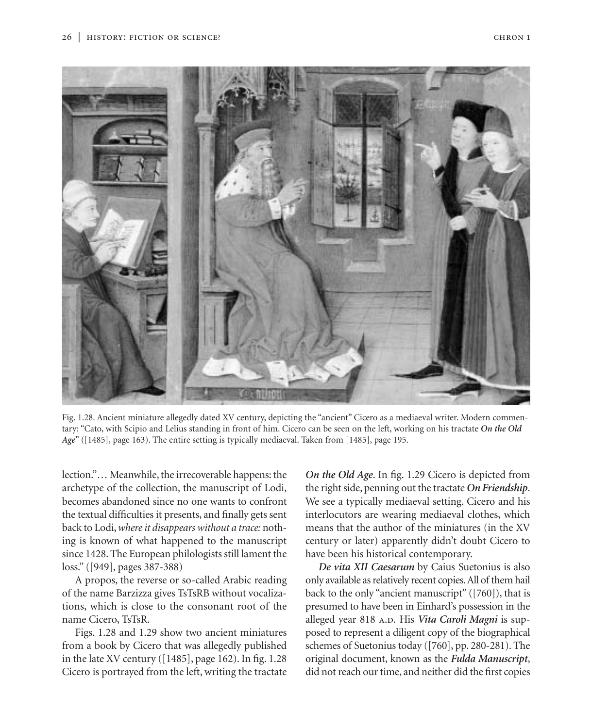Fig. 1.28. Ancient miniature allegedly dated XV century, depicting the "ancient" Cicero as a mediaeval writer. Modern commentary: "Cato, with Scipio and Lelius standing in front of him. Cicero can be seen on the left, working on his tractate ***On the Old Age***" ([1485], page 163). The entire setting is typically mediaeval. Taken from [1485], page 195.

lection."… Meanwhile, the irrecoverable happens: the archetype of the collection, the manuscript of Lodi, becomes abandoned since no one wants to confront the textual difficulties it presents, and finally gets sent back to Lodi, *where it disappears without a trace:* nothing is known of what happened to the manuscript since 1428. The European philologists still lament the loss." ([949], pages 387-388)

A propos, the reverse or so-called Arabic reading of the name Barzizza gives TsTsRB without vocalizations, which is close to the consonant root of the name Cicero, TsTsR.

Figs. 1.28 and 1.29 show two ancient miniatures from a book by Cicero that was allegedly published in the late XV century ([1485], page 162). In fig. 1.28 Cicero is portrayed from the left, writing the tractate ***On the Old Age***. In fig. 1.29 Cicero is depicted from the right side, penning out the tractate ***On Friendship***. We see a typically mediaeval setting. Cicero and his interlocutors are wearing mediaeval clothes, which means that the author of the miniatures (in the XV century or later) apparently didn't doubt Cicero to have been his historical contemporary.

***De vita XII Caesarum*** by Caius Suetonius is also only available as relatively recent copies. All of them hail back to the only "ancient manuscript" ([760]), that is presumed to have been in Einhard's possession in the alleged year 818 A.D. His ***Vita Caroli Magni*** is supposed to represent a diligent copy of the biographical schemes of Suetonius today ([760], pp. 280-281). The original document, known as the ***Fulda Manuscript***, did not reach our time, and neither did the first copies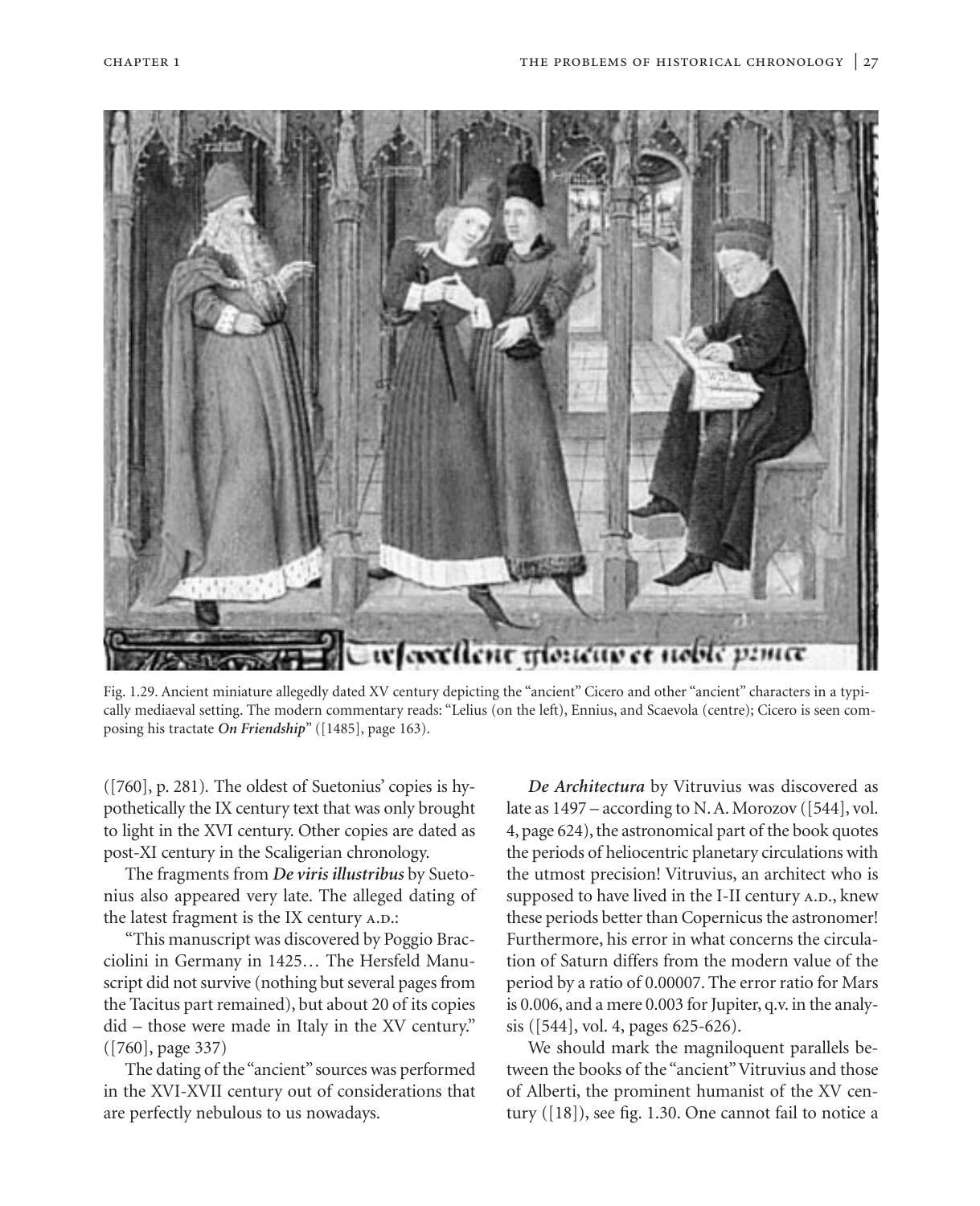Fig. 1.29. Ancient miniature allegedly dated XV century depicting the "ancient" Cicero and other "ancient" characters in a typically mediaeval setting. The modern commentary reads: "Lelius (on the left), Ennius, and Scaevola (centre); Cicero is seen composing his tractate ***On Friendship***" ([1485], page 163).

([760], p. 281). The oldest of Suetonius' copies is hypothetically the IX century text that was only brought to light in the XVI century. Other copies are dated as post-XI century in the Scaligerian chronology.

The fragments from ***De viris illustribus*** by Suetonius also appeared very late. The alleged dating of the latest fragment is the IX century A.D.:

"This manuscript was discovered by Poggio Bracciolini in Germany in 1425… The Hersfeld Manuscript did not survive (nothing but several pages from the Tacitus part remained), but about 20 of its copies did – those were made in Italy in the XV century." ([760], page 337)

The dating of the "ancient" sources was performed in the XVI-XVII century out of considerations that are perfectly nebulous to us nowadays.

***De Architectura*** by Vitruvius was discovered as late as 1497 – according to N. A. Morozov ([544], vol. 4, page 624), the astronomical part of the book quotes the periods of heliocentric planetary circulations with the utmost precision! Vitruvius, an architect who is supposed to have lived in the I-II century A.D., knew these periods better than Copernicus the astronomer! Furthermore, his error in what concerns the circulation of Saturn differs from the modern value of the period by a ratio of 0.00007. The error ratio for Mars is 0.006, and a mere 0.003 for Jupiter, q.v. in the analysis ([544], vol. 4, pages 625-626).

We should mark the magniloquent parallels between the books of the "ancient" Vitruvius and those of Alberti, the prominent humanist of the XV century ([18]), see fig. 1.30. One cannot fail to notice a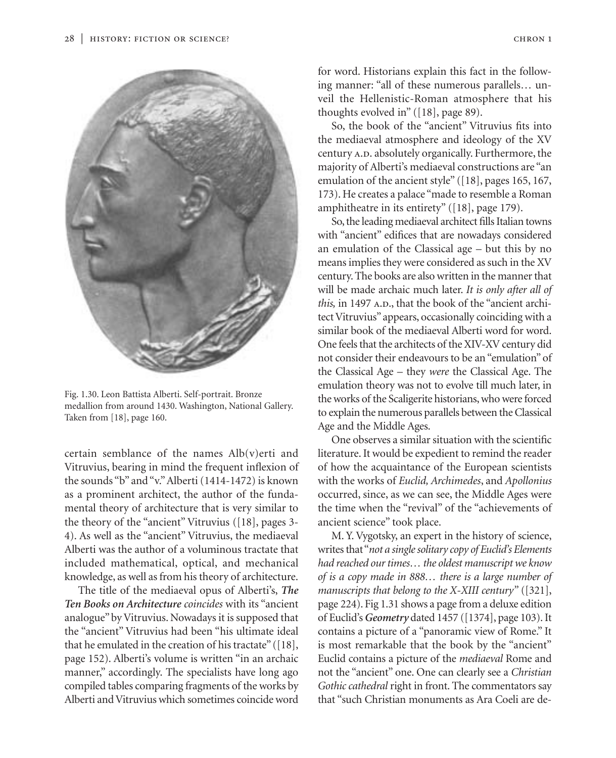Fig. 1.30. Leon Battista Alberti. Self-portrait. Bronze medallion from around 1430. Washington, National Gallery. Taken from [18], page 160.

certain semblance of the names Alb(v)erti and Vitruvius, bearing in mind the frequent inflexion of the sounds "b" and "v." Alberti (1414-1472) is known as a prominent architect, the author of the fundamental theory of architecture that is very similar to the theory of the "ancient" Vitruvius ([18], pages 3-4). As well as the "ancient" Vitruvius, the mediaeval Alberti was the author of a voluminous tractate that included mathematical, optical, and mechanical knowledge, as well as from his theory of architecture.

The title of the mediaeval opus of Alberti's, ***The Ten Books on Architecture*** *coincides* with its "ancient analogue" by Vitruvius. Nowadays it is supposed that the "ancient" Vitruvius had been "his ultimate ideal that he emulated in the creation of his tractate" ([18], page 152). Alberti's volume is written "in an archaic manner," accordingly. The specialists have long ago compiled tables comparing fragments of the works by Alberti and Vitruvius which sometimes coincide word for word. Historians explain this fact in the following manner: "all of these numerous parallels… unveil the Hellenistic-Roman atmosphere that his thoughts evolved in" ([18], page 89).

So, the book of the "ancient" Vitruvius fits into the mediaeval atmosphere and ideology of the XV century A.D. absolutely organically. Furthermore, the majority of Alberti's mediaeval constructions are "an emulation of the ancient style" ([18], pages 165, 167, 173). He creates a palace "made to resemble a Roman amphitheatre in its entirety" ([18], page 179).

So, the leading mediaeval architect fills Italian towns with "ancient" edifices that are nowadays considered an emulation of the Classical age – but this by no means implies they were considered as such in the XV century. The books are also written in the manner that will be made archaic much later. *It is only after all of this,* in 1497 A.D., that the book of the "ancient architect Vitruvius" appears, occasionally coinciding with a similar book of the mediaeval Alberti word for word. One feels that the architects of the XIV-XV century did not consider their endeavours to be an "emulation" of the Classical Age – they *were* the Classical Age. The emulation theory was not to evolve till much later, in the works of the Scaligerite historians, who were forced to explain the numerous parallels between the Classical Age and the Middle Ages.

One observes a similar situation with the scientific literature. It would be expedient to remind the reader of how the acquaintance of the European scientists with the works of *Euclid, Archimedes*, and *Apollonius* occurred, since, as we can see, the Middle Ages were the time when the "revival" of the "achievements of ancient science" took place.

M. Y. Vygotsky, an expert in the history of science, writes that "*not a single solitary copy of Euclid's Elements had reached our times… the oldest manuscript we know of is a copy made in 888… there is a large number of manuscripts that belong to the X-XIII century*" ([321], page 224). Fig 1.31 shows a page from a deluxe edition of Euclid's ***Geometry*** dated 1457 ([1374], page 103). It contains a picture of a "panoramic view of Rome." It is most remarkable that the book by the "ancient" Euclid contains a picture of the *mediaeval* Rome and not the "ancient" one. One can clearly see a *Christian Gothic cathedral* right in front. The commentators say that "such Christian monuments as Ara Coeli are de-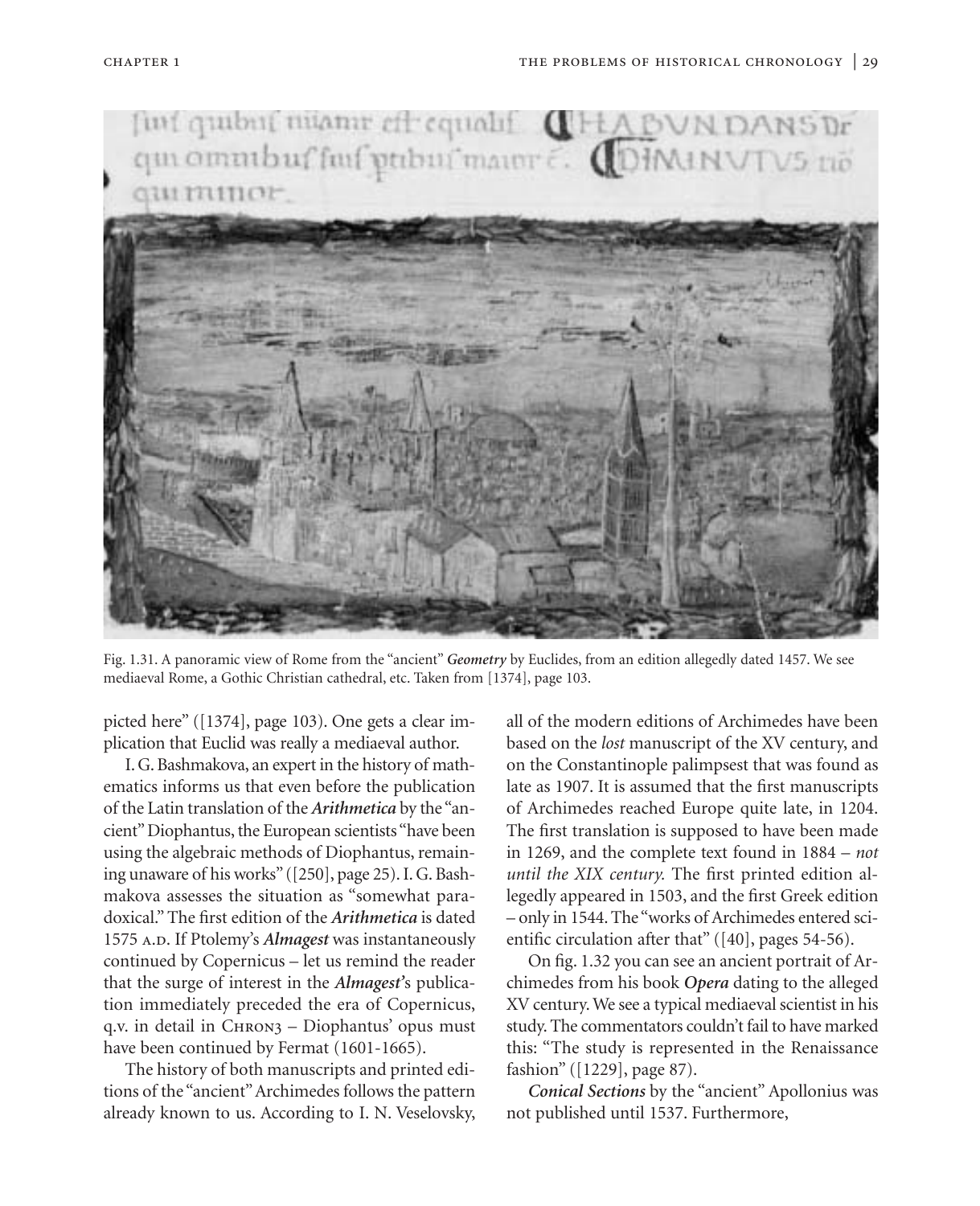Fig. 1.31. A panoramic view of Rome from the "ancient" *Geometry* by Euclides, from an edition allegedly dated 1457. We see mediaeval Rome, a Gothic Christian cathedral, etc. Taken from [1374], page 103.

picted here" ([1374], page 103). One gets a clear implication that Euclid was really a mediaeval author.

I. G. Bashmakova, an expert in the history of mathematics informs us that even before the publication of the Latin translation of the ***Arithmetica*** by the "ancient" Diophantus, the European scientists "have been using the algebraic methods of Diophantus, remaining unaware of his works" ([250], page 25). I. G. Bashmakova assesses the situation as "somewhat paradoxical." The first edition of the ***Arithmetica*** is dated 1575 A.D. If Ptolemy's ***Almagest*** was instantaneously continued by Copernicus – let us remind the reader that the surge of interest in the ***Almagest***'s publication immediately preceded the era of Copernicus, q.v. in detail in CHRON3 – Diophantus' opus must have been continued by Fermat (1601-1665).

The history of both manuscripts and printed editions of the "ancient" Archimedes follows the pattern already known to us. According to I. N. Veselovsky, all of the modern editions of Archimedes have been based on the *lost* manuscript of the XV century, and on the Constantinople palimpsest that was found as late as 1907. It is assumed that the first manuscripts of Archimedes reached Europe quite late, in 1204. The first translation is supposed to have been made in 1269, and the complete text found in 1884 – *not until the XIX century.* The first printed edition allegedly appeared in 1503, and the first Greek edition – only in 1544. The "works of Archimedes entered scientific circulation after that" ([40], pages 54-56).

On fig. 1.32 you can see an ancient portrait of Archimedes from his book ***Opera*** dating to the alleged XV century. We see a typical mediaeval scientist in his study. The commentators couldn't fail to have marked this: "The study is represented in the Renaissance fashion" ([1229], page 87).

***Conical Sections*** by the "ancient" Apollonius was not published until 1537. Furthermore,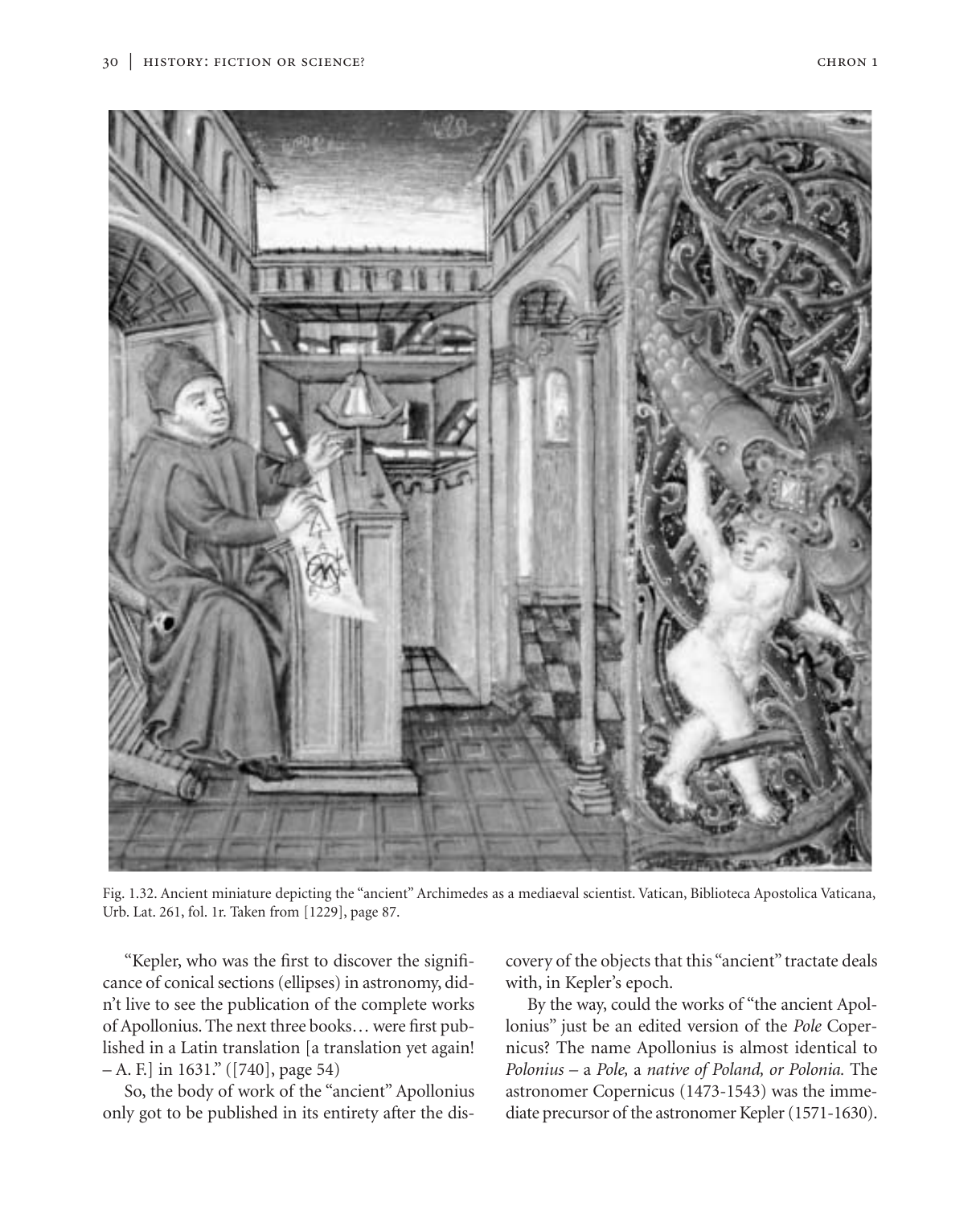Fig. 1.32. Ancient miniature depicting the "ancient" Archimedes as a mediaeval scientist. Vatican, Biblioteca Apostolica Vaticana, Urb. Lat. 261, fol. 1r. Taken from [1229], page 87.

"Kepler, who was the first to discover the significance of conical sections (ellipses) in astronomy, didn't live to see the publication of the complete works of Apollonius. The next three books… were first published in a Latin translation [a translation yet again! – A. F.] in 1631." ([740], page 54)

So, the body of work of the "ancient" Apollonius only got to be published in its entirety after the discovery of the objects that this "ancient" tractate deals with, in Kepler's epoch.

By the way, could the works of "the ancient Apollonius" just be an edited version of the *Pole* Copernicus? The name Apollonius is almost identical to *Polonius* – a *Pole,* a *native of Poland, or Polonia.* The astronomer Copernicus (1473-1543) was the immediate precursor of the astronomer Kepler (1571-1630).